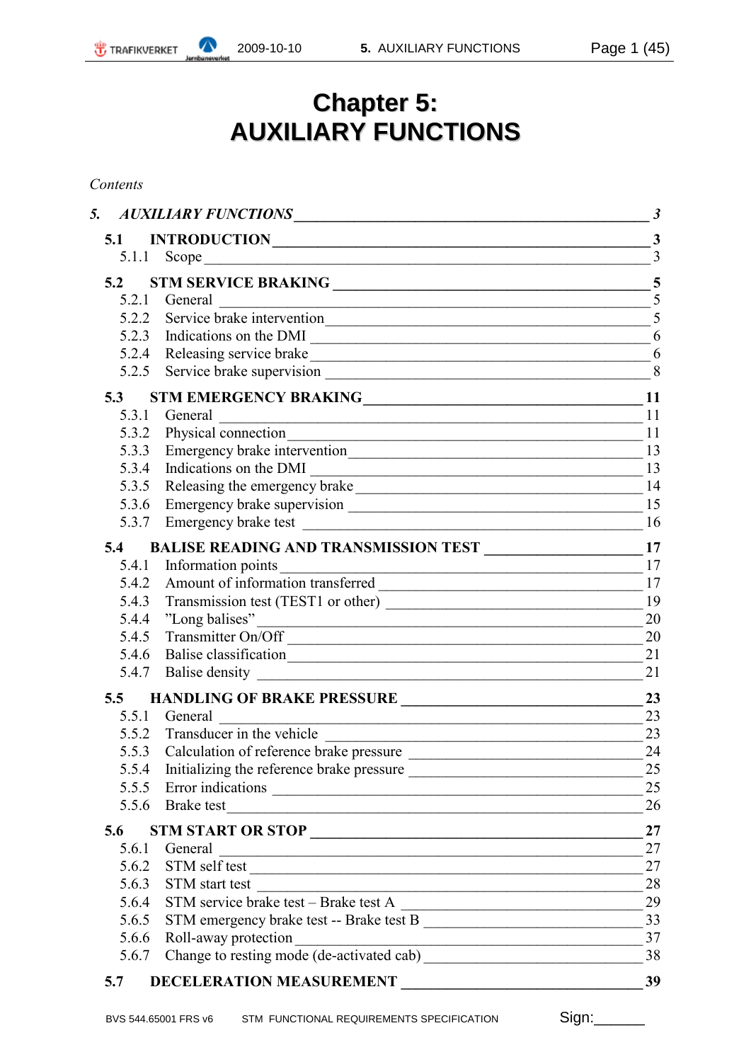# Chapter 5:
# AUXILIARY FUNCTIONS

*Contents*

| | | |
|---|---|---|
| ***5.*** | ***AUXILIARY FUNCTIONS*** | ***3*** |
| **5.1** | **INTRODUCTION** | **3** |
| 5.1.1 | Scope | 3 |
| **5.2** | **STM SERVICE BRAKING** | **5** |
| 5.2.1 | General | 5 |
| 5.2.2 | Service brake intervention | 5 |
| 5.2.3 | Indications on the DMI | 6 |
| 5.2.4 | Releasing service brake | 6 |
| 5.2.5 | Service brake supervision | 8 |
| **5.3** | **STM EMERGENCY BRAKING** | **11** |
| 5.3.1 | General | 11 |
| 5.3.2 | Physical connection | 11 |
| 5.3.3 | Emergency brake intervention | 13 |
| 5.3.4 | Indications on the DMI | 13 |
| 5.3.5 | Releasing the emergency brake | 14 |
| 5.3.6 | Emergency brake supervision | 15 |
| 5.3.7 | Emergency brake test | 16 |
| **5.4** | **BALISE READING AND TRANSMISSION TEST** | **17** |
| 5.4.1 | Information points | 17 |
| 5.4.2 | Amount of information transferred | 17 |
| 5.4.3 | Transmission test (TEST1 or other) | 19 |
| 5.4.4 | ”Long balises” | 20 |
| 5.4.5 | Transmitter On/Off | 20 |
| 5.4.6 | Balise classification | 21 |
| 5.4.7 | Balise density | 21 |
| **5.5** | **HANDLING OF BRAKE PRESSURE** | **23** |
| 5.5.1 | General | 23 |
| 5.5.2 | Transducer in the vehicle | 23 |
| 5.5.3 | Calculation of reference brake pressure | 24 |
| 5.5.4 | Initializing the reference brake pressure | 25 |
| 5.5.5 | Error indications | 25 |
| 5.5.6 | Brake test | 26 |
| **5.6** | **STM START OR STOP** | **27** |
| 5.6.1 | General | 27 |
| 5.6.2 | STM self test | 27 |
| 5.6.3 | STM start test | 28 |
| 5.6.4 | STM service brake test – Brake test A | 29 |
| 5.6.5 | STM emergency brake test -- Brake test B | 33 |
| 5.6.6 | Roll-away protection | 37 |
| 5.6.7 | Change to resting mode (de-activated cab) | 38 |
| **5.7** | **DECELERATION MEASUREMENT** | **39** |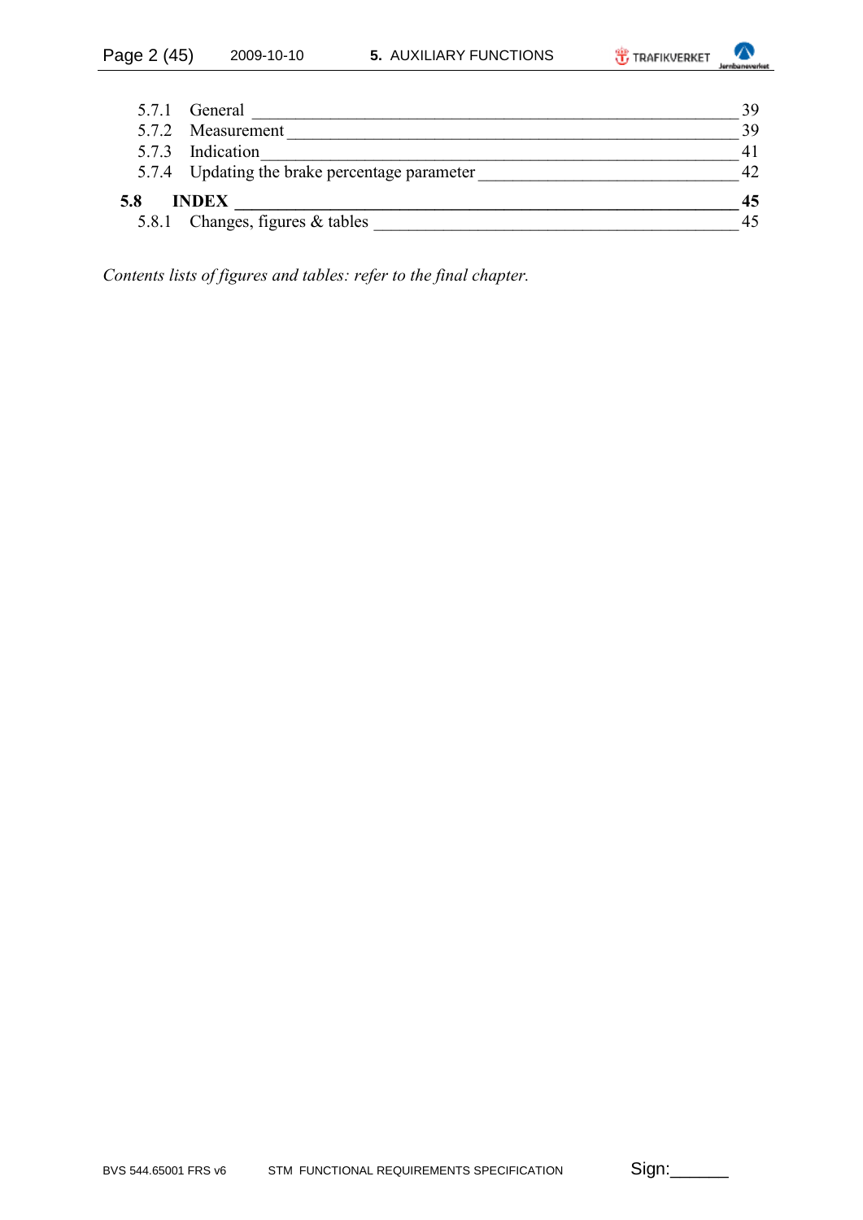5.7.1 General \_\_\_\_\_\_\_\_\_\_\_\_\_\_\_\_\_\_\_\_\_\_\_\_\_\_\_\_\_\_\_\_\_\_\_\_\_\_\_\_\_\_\_\_\_\_\_\_\_\_ 39
5.7.2 Measurement \_\_\_\_\_\_\_\_\_\_\_\_\_\_\_\_\_\_\_\_\_\_\_\_\_\_\_\_\_\_\_\_\_\_\_\_\_\_\_\_\_\_\_\_\_\_ 39
5.7.3 Indication \_\_\_\_\_\_\_\_\_\_\_\_\_\_\_\_\_\_\_\_\_\_\_\_\_\_\_\_\_\_\_\_\_\_\_\_\_\_\_\_\_\_\_\_\_\_\_\_ 41
5.7.4 Updating the brake percentage parameter \_\_\_\_\_\_\_\_\_\_\_\_\_\_\_\_\_\_\_\_\_\_\_\_\_\_ 42

**5.8 INDEX \_\_\_\_\_\_\_\_\_\_\_\_\_\_\_\_\_\_\_\_\_\_\_\_\_\_\_\_\_\_\_\_\_\_\_\_\_\_\_\_\_\_\_\_\_\_\_\_\_\_\_\_ 45**
5.8.1 Changes, figures & tables \_\_\_\_\_\_\_\_\_\_\_\_\_\_\_\_\_\_\_\_\_\_\_\_\_\_\_\_\_\_\_\_\_\_\_\_\_ 45

*Contents lists of figures and tables: refer to the final chapter.*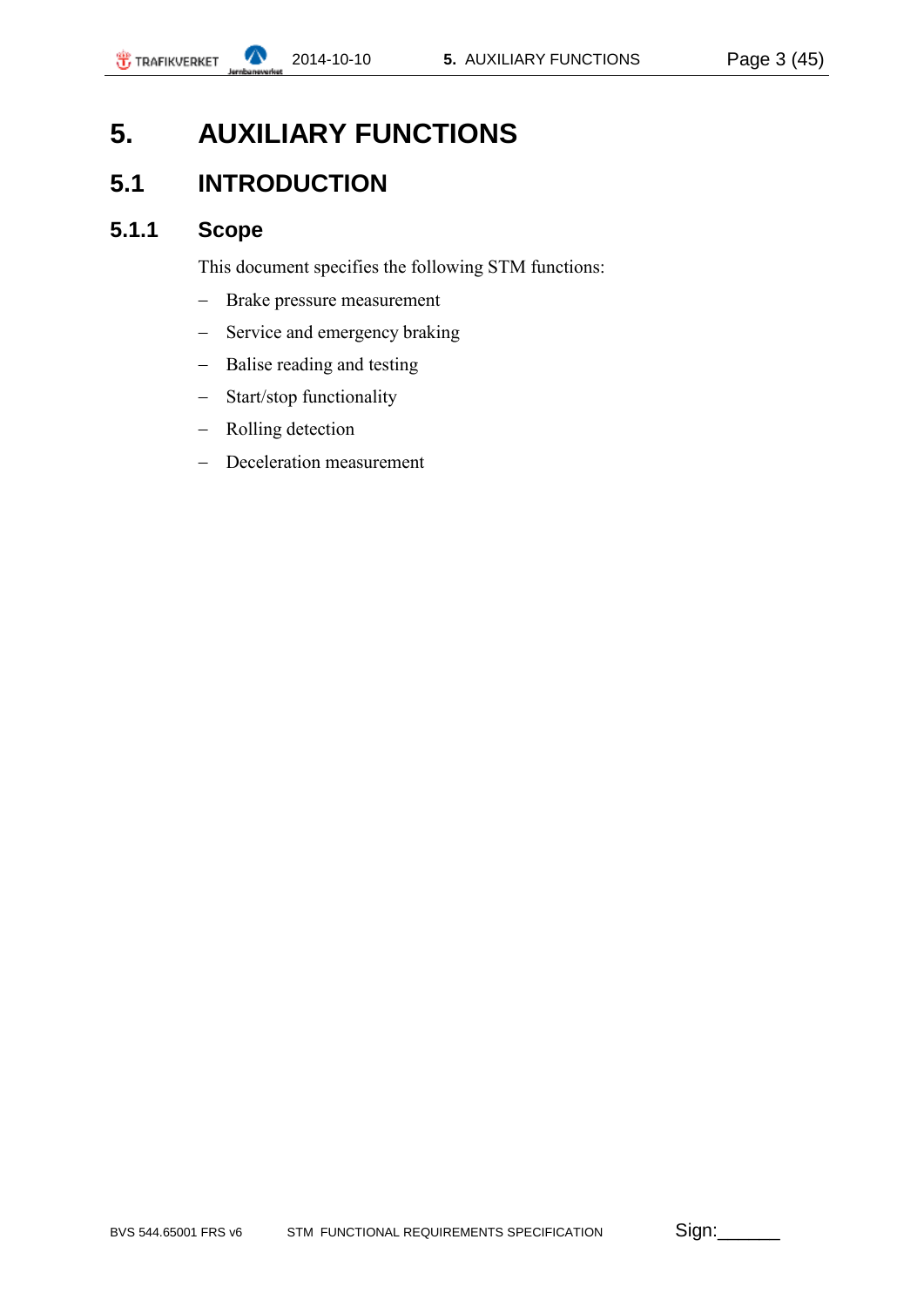# 5. AUXILIARY FUNCTIONS

## 5.1 INTRODUCTION

### 5.1.1 Scope

This document specifies the following STM functions:

- Brake pressure measurement
- Service and emergency braking
- Balise reading and testing
- Start/stop functionality
- Rolling detection
- Deceleration measurement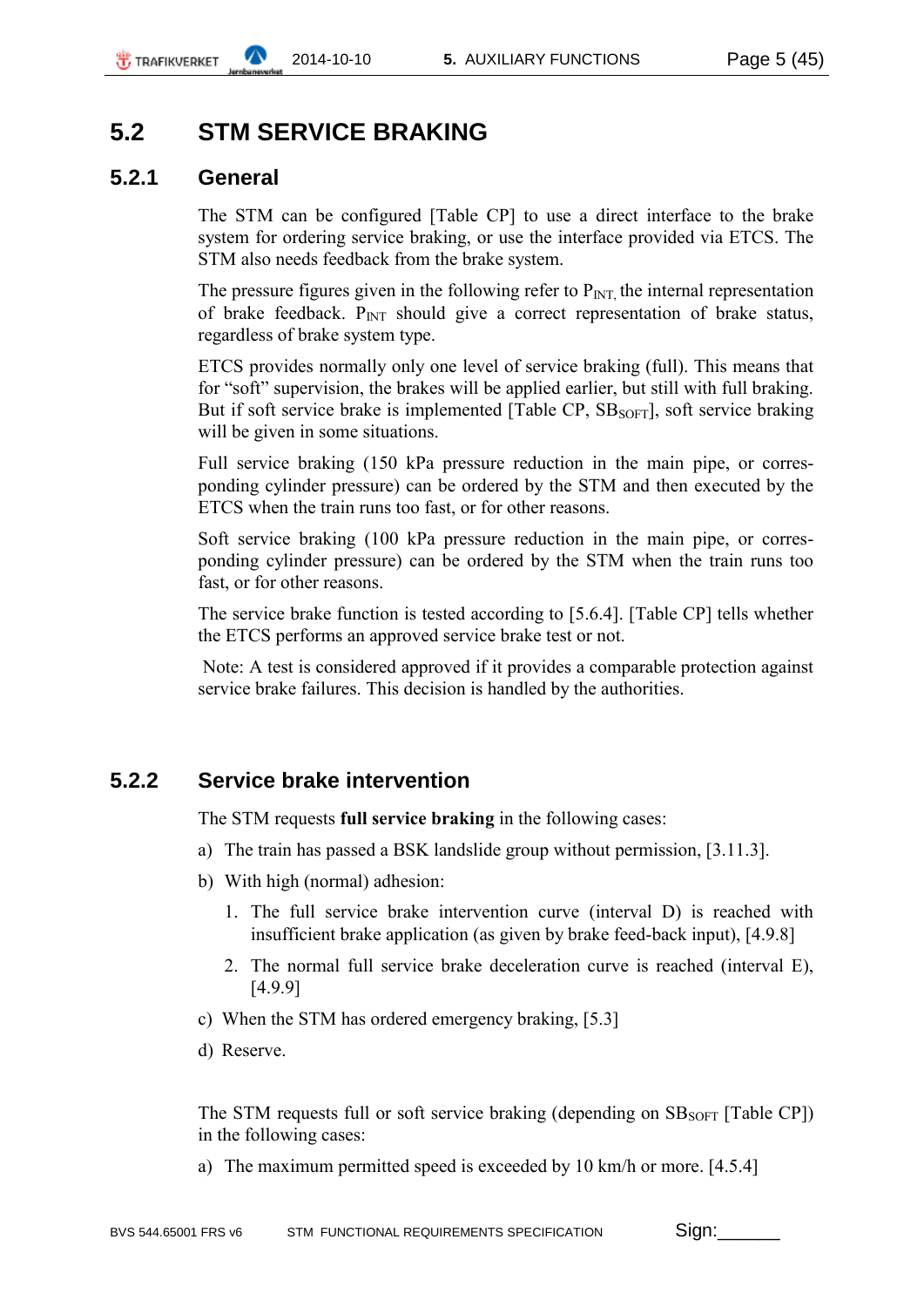## 5.2 STM SERVICE BRAKING

### 5.2.1 General

The STM can be configured [Table CP] to use a direct interface to the brake system for ordering service braking, or use the interface provided via ETCS. The STM also needs feedback from the brake system.

The pressure figures given in the following refer to $P_{INT,}$ the internal representation of brake feedback. $P_{INT}$ should give a correct representation of brake status, regardless of brake system type.

ETCS provides normally only one level of service braking (full). This means that for "soft" supervision, the brakes will be applied earlier, but still with full braking. But if soft service brake is implemented [Table CP, $SB_{SOFT}$], soft service braking will be given in some situations.

Full service braking (150 kPa pressure reduction in the main pipe, or corresponding cylinder pressure) can be ordered by the STM and then executed by the ETCS when the train runs too fast, or for other reasons.

Soft service braking (100 kPa pressure reduction in the main pipe, or corresponding cylinder pressure) can be ordered by the STM when the train runs too fast, or for other reasons.

The service brake function is tested according to [5.6.4]. [Table CP] tells whether the ETCS performs an approved service brake test or not.

Note: A test is considered approved if it provides a comparable protection against service brake failures. This decision is handled by the authorities.

### 5.2.2 Service brake intervention

The STM requests **full service braking** in the following cases:

a) The train has passed a BSK landslide group without permission, [3.11.3].

b) With high (normal) adhesion:

   1. The full service brake intervention curve (interval D) is reached with insufficient brake application (as given by brake feed-back input), [4.9.8]
   2. The normal full service brake deceleration curve is reached (interval E), [4.9.9]

c) When the STM has ordered emergency braking, [5.3]

d) Reserve.

The STM requests full or soft service braking (depending on $SB_{SOFT}$ [Table CP]) in the following cases:

a) The maximum permitted speed is exceeded by 10 km/h or more. [4.5.4]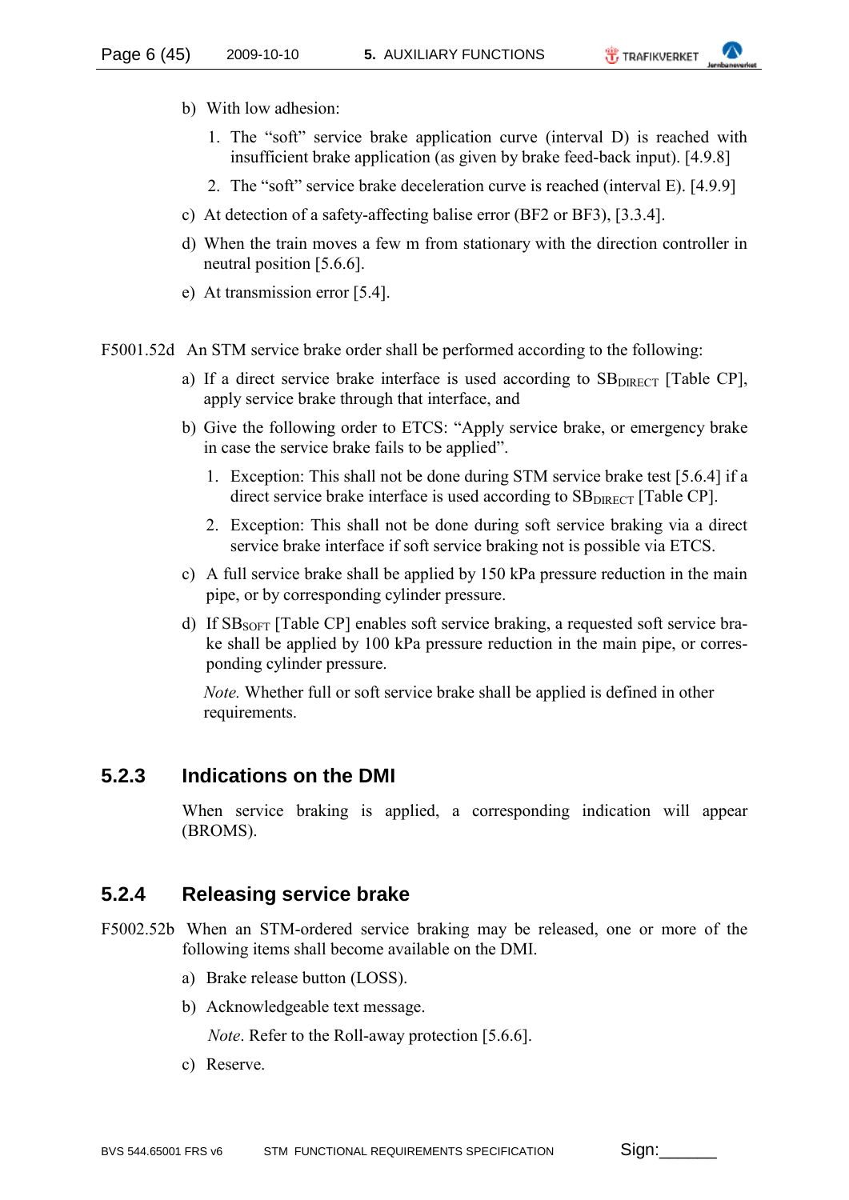b) With low adhesion:

   1. The "soft" service brake application curve (interval D) is reached with insufficient brake application (as given by brake feed-back input). [4.9.8]

   2. The "soft" service brake deceleration curve is reached (interval E). [4.9.9]

c) At detection of a safety-affecting balise error (BF2 or BF3), [3.3.4].

d) When the train moves a few m from stationary with the direction controller in neutral position [5.6.6].

e) At transmission error [5.4].

F5001.52d An STM service brake order shall be performed according to the following:

a) If a direct service brake interface is used according to $SB_{DIRECT}$ [Table CP], apply service brake through that interface, and

b) Give the following order to ETCS: "Apply service brake, or emergency brake in case the service brake fails to be applied".

   1. Exception: This shall not be done during STM service brake test [5.6.4] if a direct service brake interface is used according to $SB_{DIRECT}$ [Table CP].

   2. Exception: This shall not be done during soft service braking via a direct service brake interface if soft service braking not is possible via ETCS.

c) A full service brake shall be applied by 150 kPa pressure reduction in the main pipe, or by corresponding cylinder pressure.

d) If $SB_{SOFT}$ [Table CP] enables soft service braking, a requested soft service brake shall be applied by 100 kPa pressure reduction in the main pipe, or corresponding cylinder pressure.

   *Note.* Whether full or soft service brake shall be applied is defined in other requirements.

### 5.2.3 Indications on the DMI

When service braking is applied, a corresponding indication will appear (BROMS).

### 5.2.4 Releasing service brake

F5002.52b When an STM-ordered service braking may be released, one or more of the following items shall become available on the DMI.

a) Brake release button (LOSS).

b) Acknowledgeable text message.

   *Note*. Refer to the Roll-away protection [5.6.6].

c) Reserve.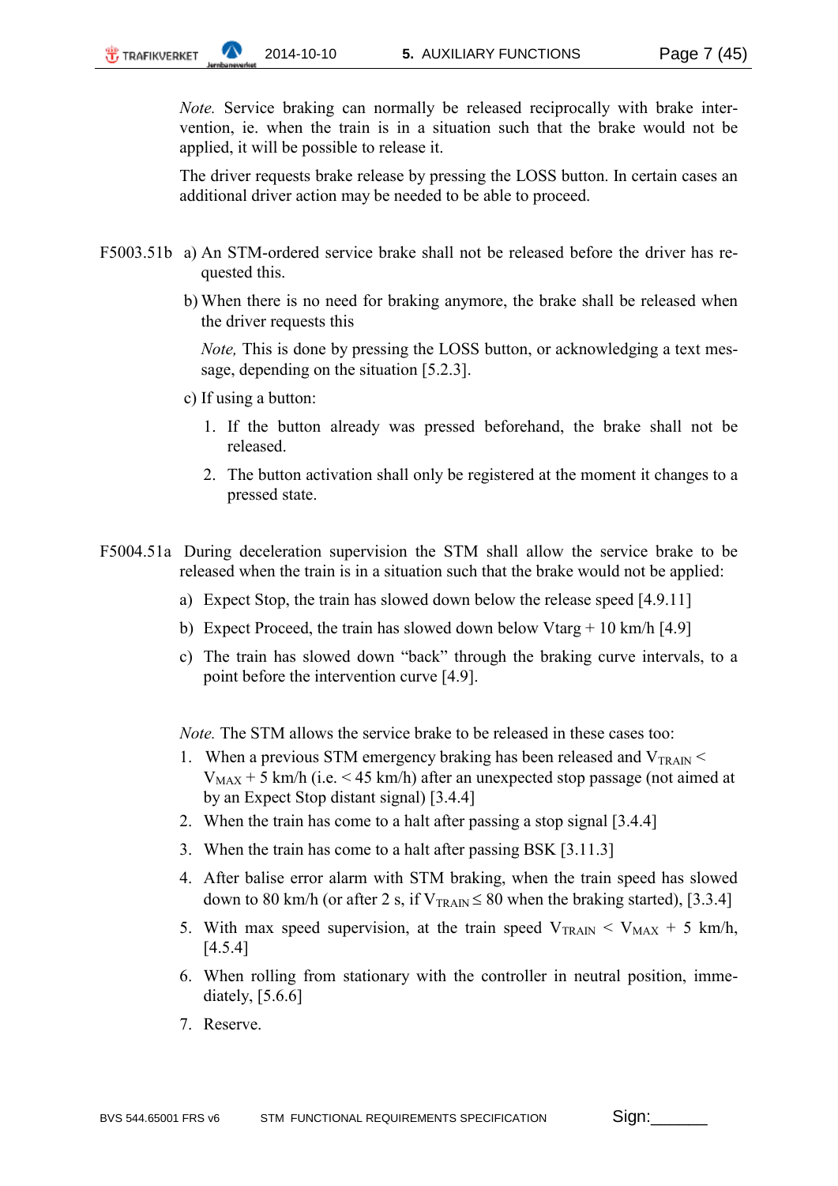*Note.* Service braking can normally be released reciprocally with brake intervention, ie. when the train is in a situation such that the brake would not be applied, it will be possible to release it.

The driver requests brake release by pressing the LOSS button. In certain cases an additional driver action may be needed to be able to proceed.

F5003.51b a) An STM-ordered service brake shall not be released before the driver has requested this.

b) When there is no need for braking anymore, the brake shall be released when the driver requests this

*Note,* This is done by pressing the LOSS button, or acknowledging a text message, depending on the situation [5.2.3].

c) If using a button:

1. If the button already was pressed beforehand, the brake shall not be released.
2. The button activation shall only be registered at the moment it changes to a pressed state.

F5004.51a During deceleration supervision the STM shall allow the service brake to be released when the train is in a situation such that the brake would not be applied:

a) Expect Stop, the train has slowed down below the release speed [4.9.11]

b) Expect Proceed, the train has slowed down below Vtarg + 10 km/h [4.9]

c) The train has slowed down "back" through the braking curve intervals, to a point before the intervention curve [4.9].

*Note.* The STM allows the service brake to be released in these cases too:

1. When a previous STM emergency braking has been released and $V_{TRAIN} < V_{MAX} + 5$ km/h (i.e. < 45 km/h) after an unexpected stop passage (not aimed at by an Expect Stop distant signal) [3.4.4]
2. When the train has come to a halt after passing a stop signal [3.4.4]
3. When the train has come to a halt after passing BSK [3.11.3]
4. After balise error alarm with STM braking, when the train speed has slowed down to 80 km/h (or after 2 s, if $V_{TRAIN} \leq 80$ when the braking started), [3.3.4]
5. With max speed supervision, at the train speed $V_{TRAIN} < V_{MAX} + 5$ km/h, [4.5.4]
6. When rolling from stationary with the controller in neutral position, immediately, [5.6.6]
7. Reserve.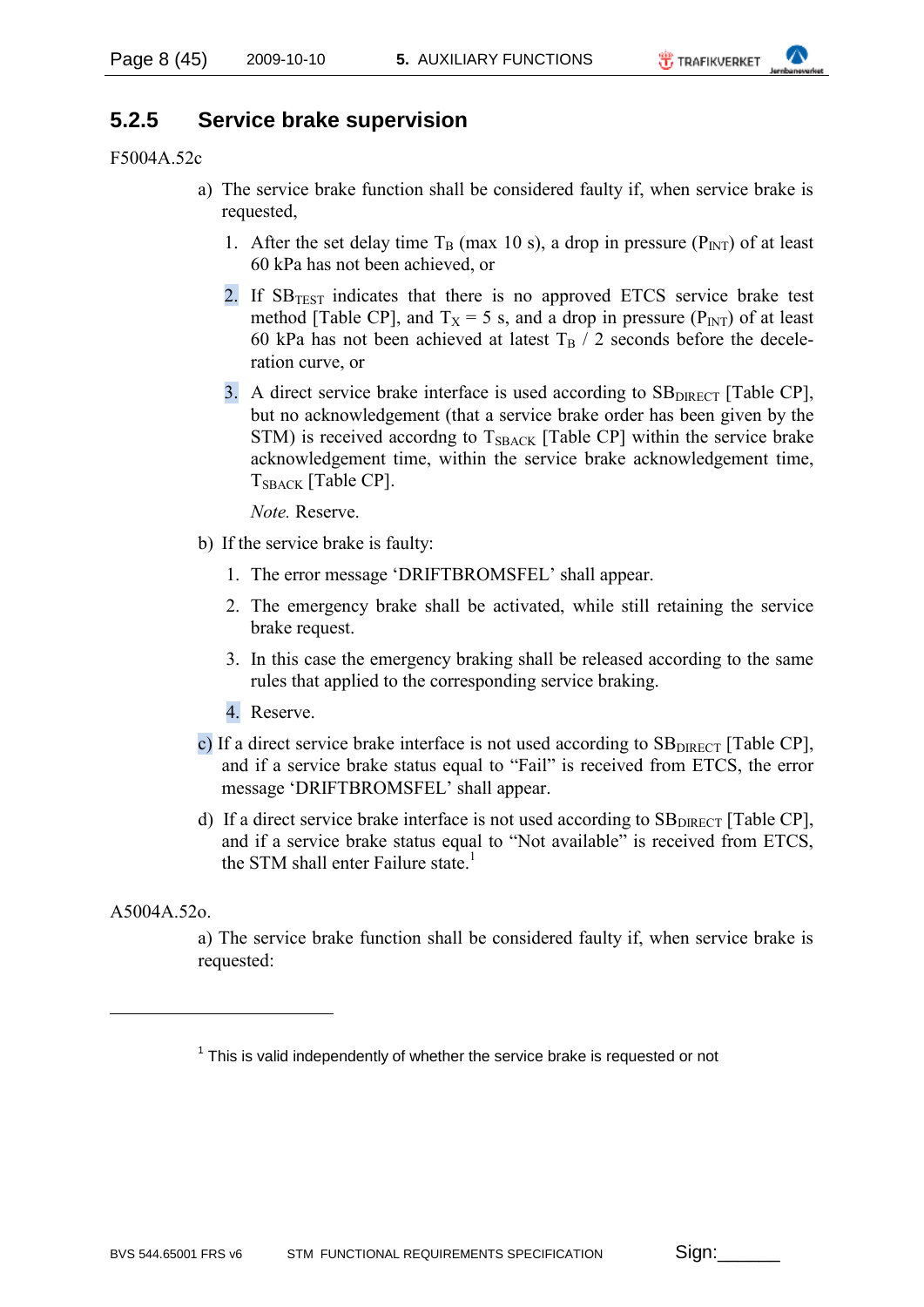### 5.2.5 Service brake supervision

F5004A.52c

a) The service brake function shall be considered faulty if, when service brake is requested,

1. After the set delay time $T_B$ (max 10 s), a drop in pressure ($P_{INT}$) of at least 60 kPa has not been achieved, or

2. If $SB_{TEST}$ indicates that there is no approved ETCS service brake test method [Table CP], and $T_X = 5$ s, and a drop in pressure ($P_{INT}$) of at least 60 kPa has not been achieved at latest $T_B$ / 2 seconds before the deceleration curve, or

3. A direct service brake interface is used according to $SB_{DIRECT}$ [Table CP], but no acknowledgement (that a service brake order has been given by the STM) is received accordng to $T_{SBACK}$ [Table CP] within the service brake acknowledgement time, within the service brake acknowledgement time, $T_{SBACK}$ [Table CP].

   *Note.* Reserve.

b) If the service brake is faulty:

1. The error message 'DRIFTBROMSFEL' shall appear.

2. The emergency brake shall be activated, while still retaining the service brake request.

3. In this case the emergency braking shall be released according to the same rules that applied to the corresponding service braking.

4. Reserve.

c) If a direct service brake interface is not used according to $SB_{DIRECT}$ [Table CP], and if a service brake status equal to "Fail" is received from ETCS, the error message 'DRIFTBROMSFEL' shall appear.

d) If a direct service brake interface is not used according to $SB_{DIRECT}$ [Table CP], and if a service brake status equal to "Not available" is received from ETCS, the STM shall enter Failure state.[1]

A5004A.52o.

a) The service brake function shall be considered faulty if, when service brake is requested:

[1] This is valid independently of whether the service brake is requested or not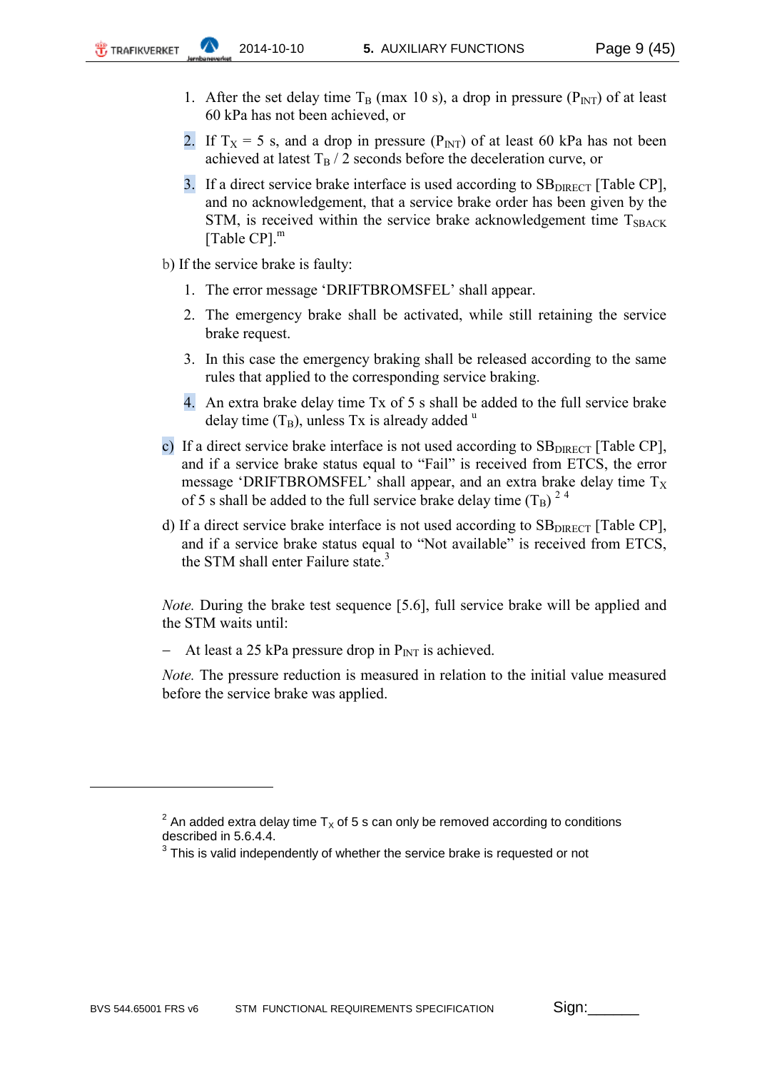1. After the set delay time $T_B$ (max 10 s), a drop in pressure ($P_{INT}$) of at least 60 kPa has not been achieved, or
2. If $T_X$ = 5 s, and a drop in pressure ($P_{INT}$) of at least 60 kPa has not been achieved at latest $T_B$ / 2 seconds before the deceleration curve, or
3. If a direct service brake interface is used according to $SB_{DIRECT}$ [Table CP], and no acknowledgement, that a service brake order has been given by the STM, is received within the service brake acknowledgement time $T_{SBACK}$ [Table CP].[m]

b) If the service brake is faulty:

1. The error message 'DRIFTBROMSFEL' shall appear.
2. The emergency brake shall be activated, while still retaining the service brake request.
3. In this case the emergency braking shall be released according to the same rules that applied to the corresponding service braking.
4. An extra brake delay time Tx of 5 s shall be added to the full service brake delay time ($T_B$), unless Tx is already added [u]

c) If a direct service brake interface is not used according to $SB_{DIRECT}$ [Table CP], and if a service brake status equal to "Fail" is received from ETCS, the error message 'DRIFTBROMSFEL' shall appear, and an extra brake delay time $T_X$ of 5 s shall be added to the full service brake delay time ($T_B$) [2] [4]

d) If a direct service brake interface is not used according to $SB_{DIRECT}$ [Table CP], and if a service brake status equal to "Not available" is received from ETCS, the STM shall enter Failure state.[3]

*Note.* During the brake test sequence [5.6], full service brake will be applied and the STM waits until:

– At least a 25 kPa pressure drop in $P_{INT}$ is achieved.

*Note.* The pressure reduction is measured in relation to the initial value measured before the service brake was applied.

---

[2] An added extra delay time $T_X$ of 5 s can only be removed according to conditions described in 5.6.4.4.

[3] This is valid independently of whether the service brake is requested or not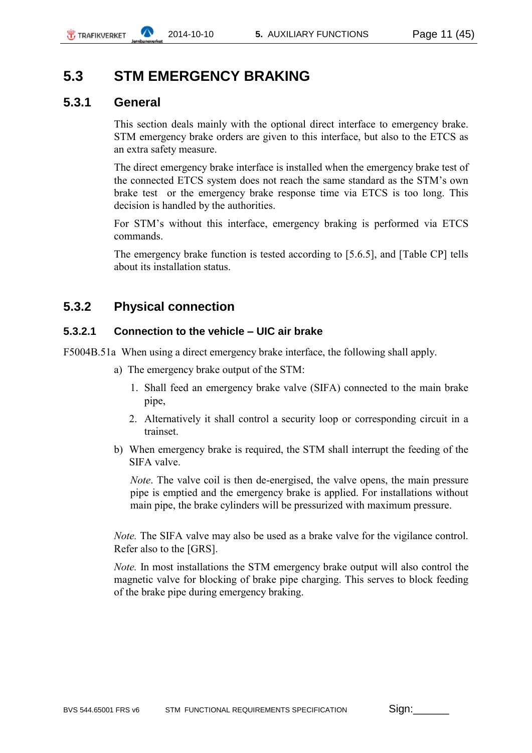## 5.3 STM EMERGENCY BRAKING

### 5.3.1 General

This section deals mainly with the optional direct interface to emergency brake. STM emergency brake orders are given to this interface, but also to the ETCS as an extra safety measure.

The direct emergency brake interface is installed when the emergency brake test of the connected ETCS system does not reach the same standard as the STM's own brake test or the emergency brake response time via ETCS is too long. This decision is handled by the authorities.

For STM's without this interface, emergency braking is performed via ETCS commands.

The emergency brake function is tested according to [5.6.5], and [Table CP] tells about its installation status.

### 5.3.2 Physical connection

#### 5.3.2.1 Connection to the vehicle – UIC air brake

F5004B.51a When using a direct emergency brake interface, the following shall apply.

a) The emergency brake output of the STM:

1. Shall feed an emergency brake valve (SIFA) connected to the main brake pipe,
2. Alternatively it shall control a security loop or corresponding circuit in a trainset.

b) When emergency brake is required, the STM shall interrupt the feeding of the SIFA valve.

*Note*. The valve coil is then de-energised, the valve opens, the main pressure pipe is emptied and the emergency brake is applied. For installations without main pipe, the brake cylinders will be pressurized with maximum pressure.

*Note.* The SIFA valve may also be used as a brake valve for the vigilance control. Refer also to the [GRS].

*Note.* In most installations the STM emergency brake output will also control the magnetic valve for blocking of brake pipe charging. This serves to block feeding of the brake pipe during emergency braking.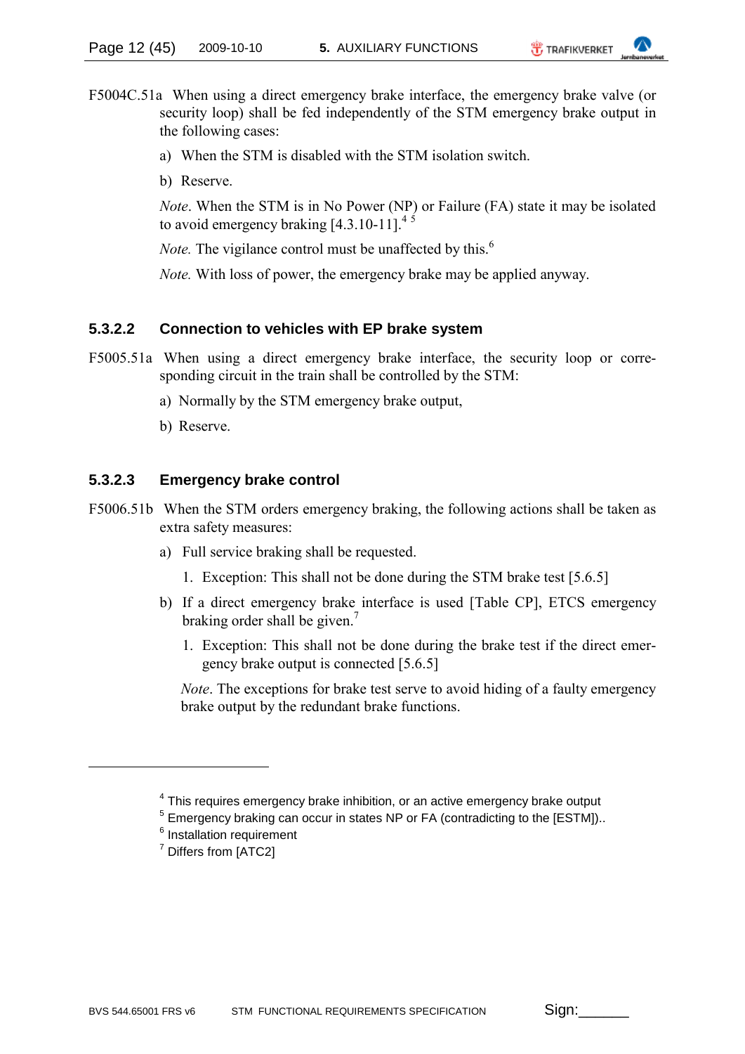F5004C.51a When using a direct emergency brake interface, the emergency brake valve (or security loop) shall be fed independently of the STM emergency brake output in the following cases:

a) When the STM is disabled with the STM isolation switch.

b) Reserve.

*Note*. When the STM is in No Power (NP) or Failure (FA) state it may be isolated to avoid emergency braking [4.3.10-11].[4] [5]

*Note.* The vigilance control must be unaffected by this.[6]

*Note.* With loss of power, the emergency brake may be applied anyway.

### 5.3.2.2 Connection to vehicles with EP brake system

F5005.51a When using a direct emergency brake interface, the security loop or corresponding circuit in the train shall be controlled by the STM:

a) Normally by the STM emergency brake output,

b) Reserve.

### 5.3.2.3 Emergency brake control

F5006.51b When the STM orders emergency braking, the following actions shall be taken as extra safety measures:

a) Full service braking shall be requested.

   1. Exception: This shall not be done during the STM brake test [5.6.5]

b) If a direct emergency brake interface is used [Table CP], ETCS emergency braking order shall be given.[7]

   1. Exception: This shall not be done during the brake test if the direct emergency brake output is connected [5.6.5]

   *Note*. The exceptions for brake test serve to avoid hiding of a faulty emergency brake output by the redundant brake functions.

---

[4] This requires emergency brake inhibition, or an active emergency brake output

[5] Emergency braking can occur in states NP or FA (contradicting to the [ESTM])..

[6] Installation requirement

[7] Differs from [ATC2]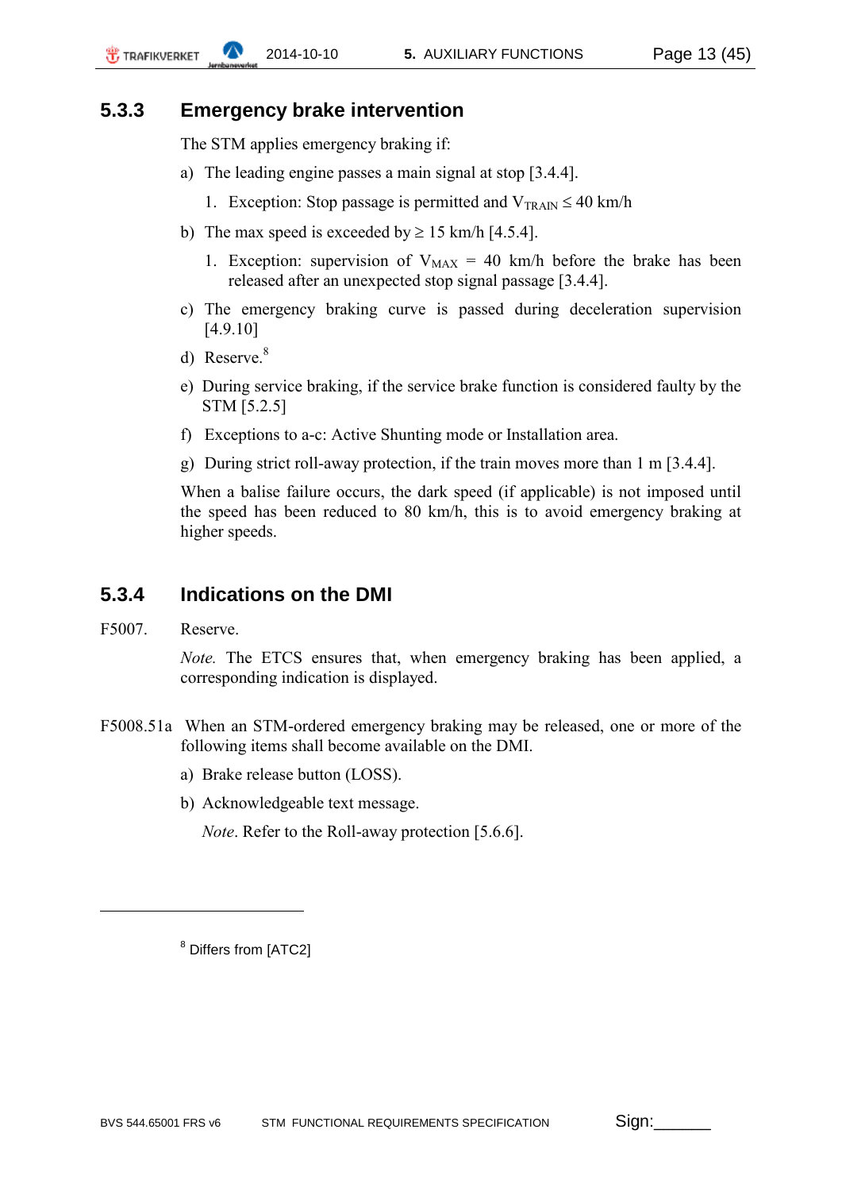### 5.3.3 Emergency brake intervention

The STM applies emergency braking if:

a) The leading engine passes a main signal at stop [3.4.4].

   1. Exception: Stop passage is permitted and $V_{TRAIN} \leq 40$ km/h

b) The max speed is exceeded by ≥ 15 km/h [4.5.4].

   1. Exception: supervision of $V_{MAX} = 40$ km/h before the brake has been released after an unexpected stop signal passage [3.4.4].

c) The emergency braking curve is passed during deceleration supervision [4.9.10]

d) Reserve.[8]

e) During service braking, if the service brake function is considered faulty by the STM [5.2.5]

f) Exceptions to a-c: Active Shunting mode or Installation area.

g) During strict roll-away protection, if the train moves more than 1 m [3.4.4].

When a balise failure occurs, the dark speed (if applicable) is not imposed until the speed has been reduced to 80 km/h, this is to avoid emergency braking at higher speeds.

### 5.3.4 Indications on the DMI

F5007. Reserve.

*Note.* The ETCS ensures that, when emergency braking has been applied, a corresponding indication is displayed.

F5008.51a When an STM-ordered emergency braking may be released, one or more of the following items shall become available on the DMI.

a) Brake release button (LOSS).

b) Acknowledgeable text message.

*Note*. Refer to the Roll-away protection [5.6.6].

---

[8] Differs from [ATC2]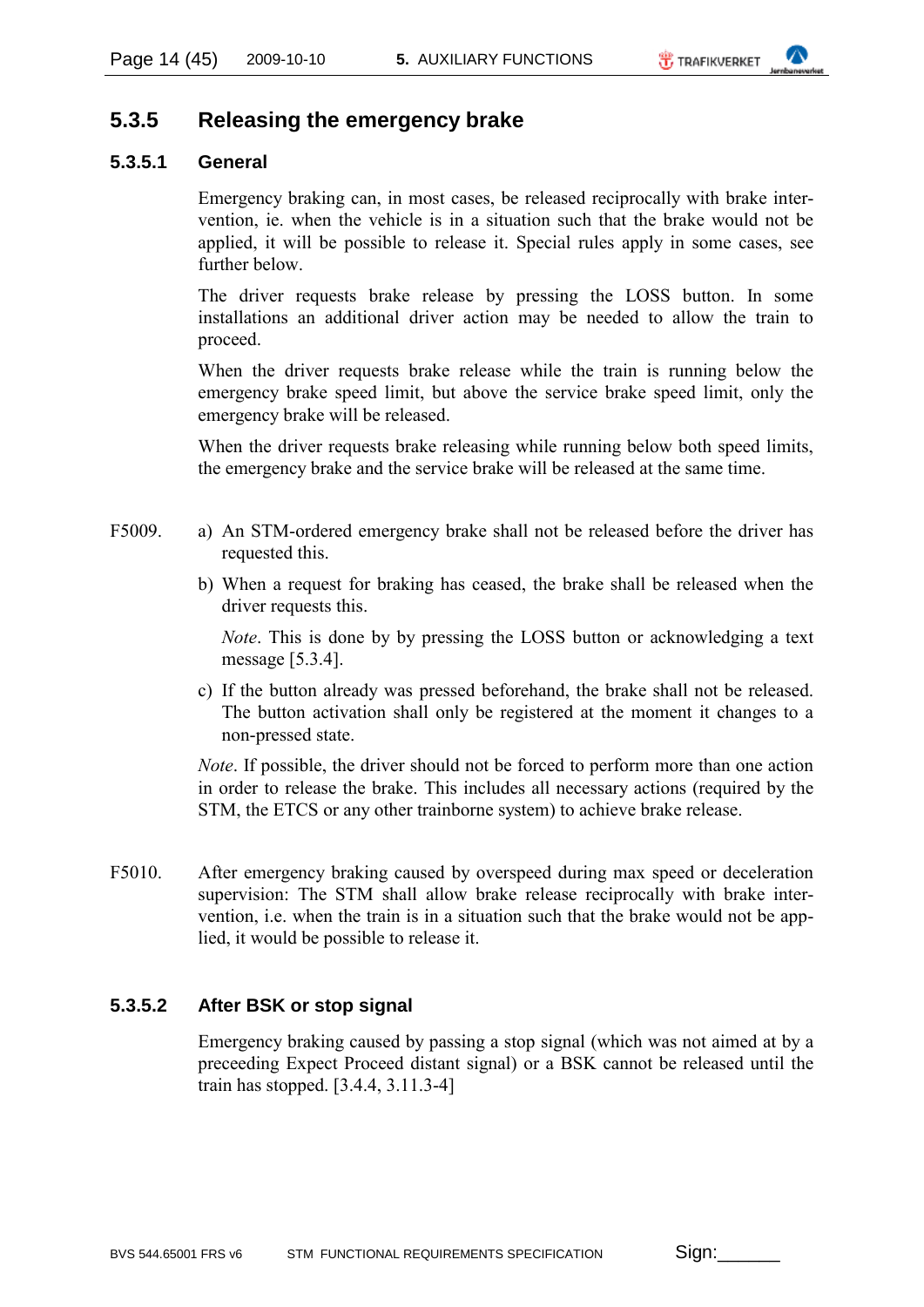### 5.3.5 Releasing the emergency brake

#### 5.3.5.1 General

Emergency braking can, in most cases, be released reciprocally with brake intervention, ie. when the vehicle is in a situation such that the brake would not be applied, it will be possible to release it. Special rules apply in some cases, see further below.

The driver requests brake release by pressing the LOSS button. In some installations an additional driver action may be needed to allow the train to proceed.

When the driver requests brake release while the train is running below the emergency brake speed limit, but above the service brake speed limit, only the emergency brake will be released.

When the driver requests brake releasing while running below both speed limits, the emergency brake and the service brake will be released at the same time.

F5009.

a) An STM-ordered emergency brake shall not be released before the driver has requested this.

b) When a request for braking has ceased, the brake shall be released when the driver requests this.

   *Note*. This is done by by pressing the LOSS button or acknowledging a text message [5.3.4].

c) If the button already was pressed beforehand, the brake shall not be released. The button activation shall only be registered at the moment it changes to a non-pressed state.

*Note*. If possible, the driver should not be forced to perform more than one action in order to release the brake. This includes all necessary actions (required by the STM, the ETCS or any other trainborne system) to achieve brake release.

F5010. After emergency braking caused by overspeed during max speed or deceleration supervision: The STM shall allow brake release reciprocally with brake intervention, i.e. when the train is in a situation such that the brake would not be applied, it would be possible to release it.

#### 5.3.5.2 After BSK or stop signal

Emergency braking caused by passing a stop signal (which was not aimed at by a preceeding Expect Proceed distant signal) or a BSK cannot be released until the train has stopped. [3.4.4, 3.11.3-4]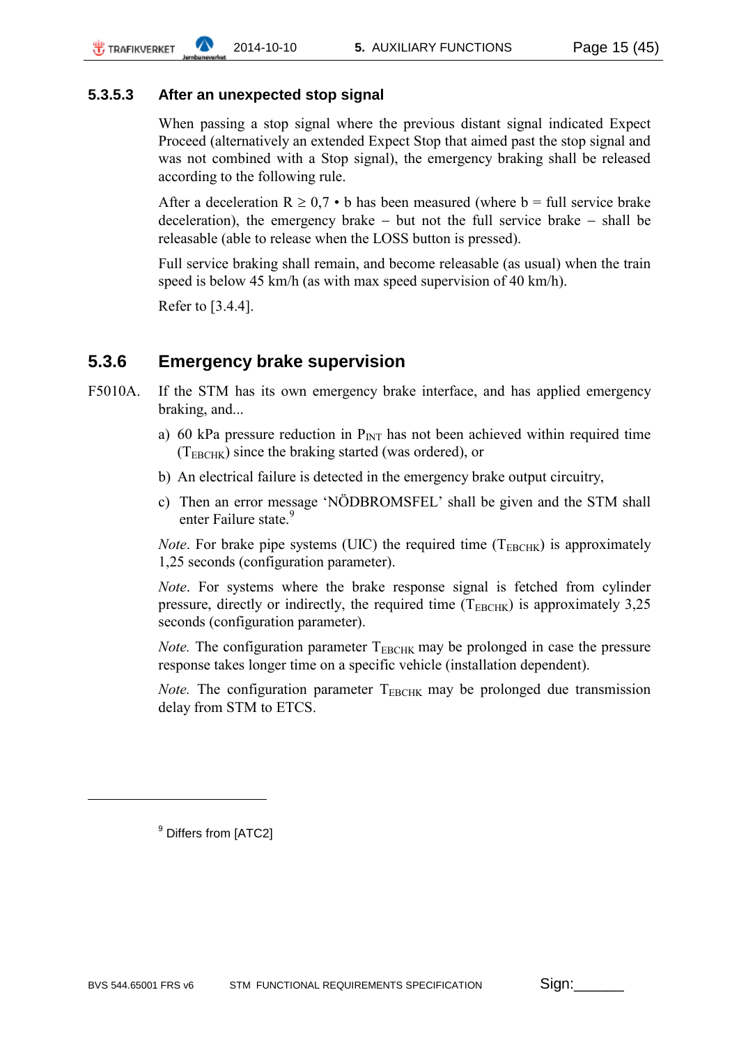#### 5.3.5.3 After an unexpected stop signal

When passing a stop signal where the previous distant signal indicated Expect Proceed (alternatively an extended Expect Stop that aimed past the stop signal and was not combined with a Stop signal), the emergency braking shall be released according to the following rule.

After a deceleration $R \geq 0,7 \cdot b$ has been measured (where b = full service brake deceleration), the emergency brake – but not the full service brake – shall be releasable (able to release when the LOSS button is pressed).

Full service braking shall remain, and become releasable (as usual) when the train speed is below 45 km/h (as with max speed supervision of 40 km/h).

Refer to [3.4.4].

### 5.3.6 Emergency brake supervision

F5010A. If the STM has its own emergency brake interface, and has applied emergency braking, and...

a) 60 kPa pressure reduction in $P_{INT}$ has not been achieved within required time ($T_{EBCHK}$) since the braking started (was ordered), or

b) An electrical failure is detected in the emergency brake output circuitry,

c) Then an error message 'NÖDBROMSFEL' shall be given and the STM shall enter Failure state.[9]

*Note*. For brake pipe systems (UIC) the required time ($T_{EBCHK}$) is approximately 1,25 seconds (configuration parameter).

*Note*. For systems where the brake response signal is fetched from cylinder pressure, directly or indirectly, the required time ($T_{EBCHK}$) is approximately 3,25 seconds (configuration parameter).

*Note.* The configuration parameter $T_{EBCHK}$ may be prolonged in case the pressure response takes longer time on a specific vehicle (installation dependent).

*Note.* The configuration parameter $T_{EBCHK}$ may be prolonged due transmission delay from STM to ETCS.

---

[9] Differs from [ATC2]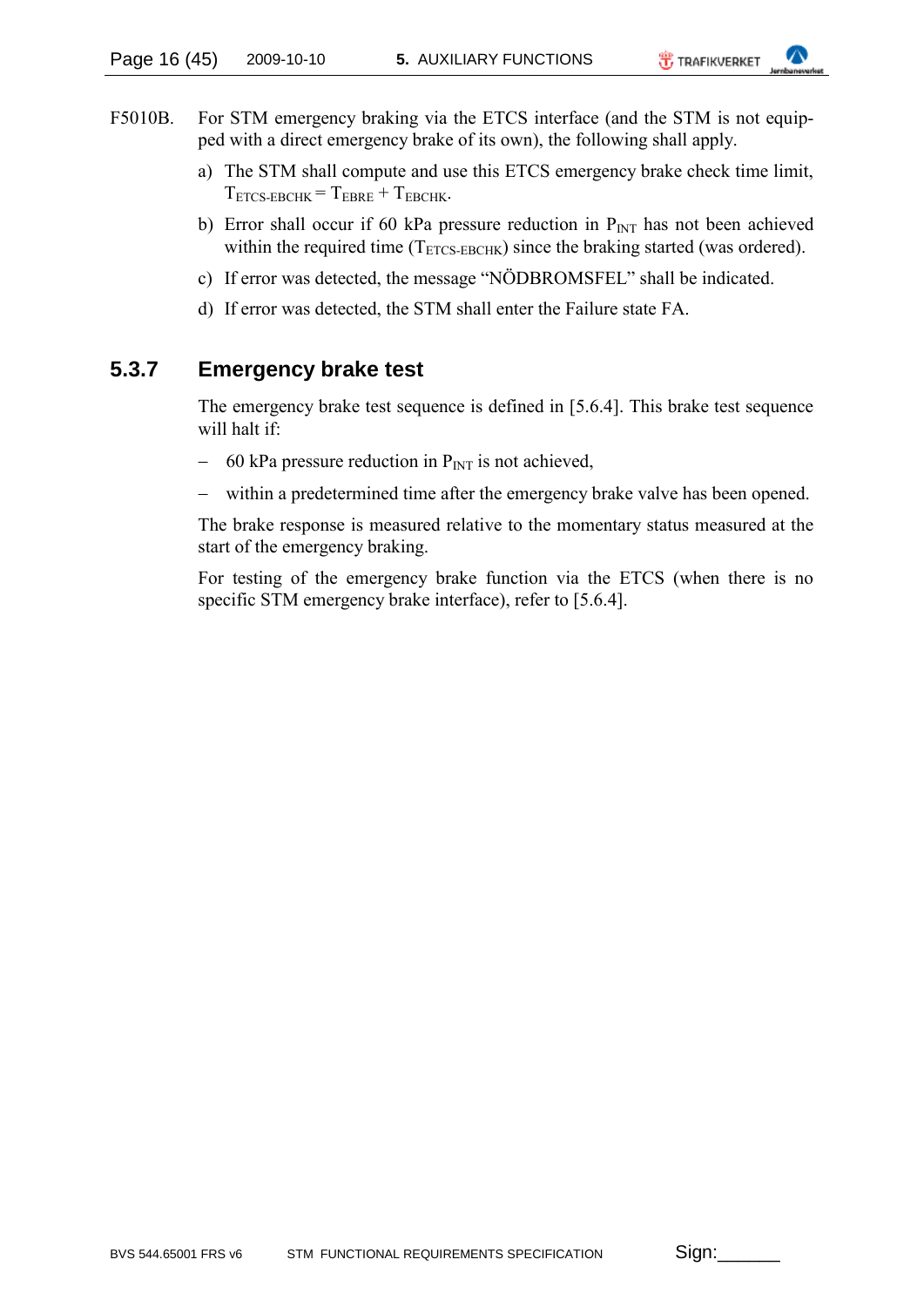F5010B. For STM emergency braking via the ETCS interface (and the STM is not equipped with a direct emergency brake of its own), the following shall apply.

a) The STM shall compute and use this ETCS emergency brake check time limit, $T_{ETCS\text{-}EBCHK} = T_{EBRE} + T_{EBCHK}$.

b) Error shall occur if 60 kPa pressure reduction in $P_{INT}$ has not been achieved within the required time ($T_{ETCS\text{-}EBCHK}$) since the braking started (was ordered).

c) If error was detected, the message “NÖDBROMSFEL” shall be indicated.

d) If error was detected, the STM shall enter the Failure state FA.

### 5.3.7 Emergency brake test

The emergency brake test sequence is defined in [5.6.4]. This brake test sequence will halt if:

– 60 kPa pressure reduction in $P_{INT}$ is not achieved,

– within a predetermined time after the emergency brake valve has been opened.

The brake response is measured relative to the momentary status measured at the start of the emergency braking.

For testing of the emergency brake function via the ETCS (when there is no specific STM emergency brake interface), refer to [5.6.4].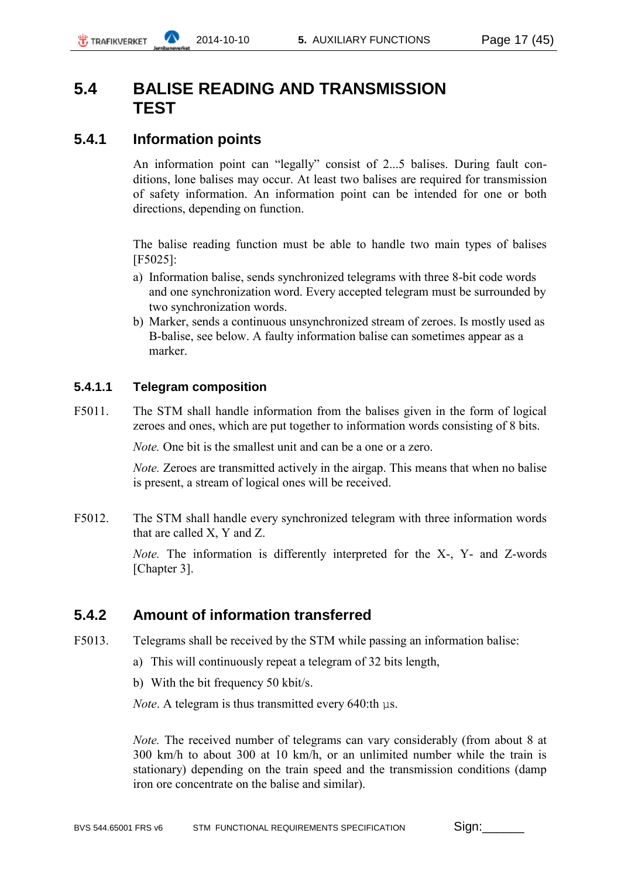# 5.4 BALISE READING AND TRANSMISSION TEST

## 5.4.1 Information points

An information point can "legally" consist of 2...5 balises. During fault conditions, lone balises may occur. At least two balises are required for transmission of safety information. An information point can be intended for one or both directions, depending on function.

The balise reading function must be able to handle two main types of balises [F5025]:

a) Information balise, sends synchronized telegrams with three 8-bit code words and one synchronization word. Every accepted telegram must be surrounded by two synchronization words.
b) Marker, sends a continuous unsynchronized stream of zeroes. Is mostly used as B-balise, see below. A faulty information balise can sometimes appear as a marker.

### 5.4.1.1 Telegram composition

F5011. The STM shall handle information from the balises given in the form of logical zeroes and ones, which are put together to information words consisting of 8 bits.

*Note.* One bit is the smallest unit and can be a one or a zero.

*Note.* Zeroes are transmitted actively in the airgap. This means that when no balise is present, a stream of logical ones will be received.

F5012. The STM shall handle every synchronized telegram with three information words that are called X, Y and Z.

*Note.* The information is differently interpreted for the X-, Y- and Z-words [Chapter 3].

## 5.4.2 Amount of information transferred

F5013. Telegrams shall be received by the STM while passing an information balise:

a) This will continuously repeat a telegram of 32 bits length,

b) With the bit frequency 50 kbit/s.

*Note*. A telegram is thus transmitted every 640:th µs.

*Note.* The received number of telegrams can vary considerably (from about 8 at 300 km/h to about 300 at 10 km/h, or an unlimited number while the train is stationary) depending on the train speed and the transmission conditions (damp iron ore concentrate on the balise and similar).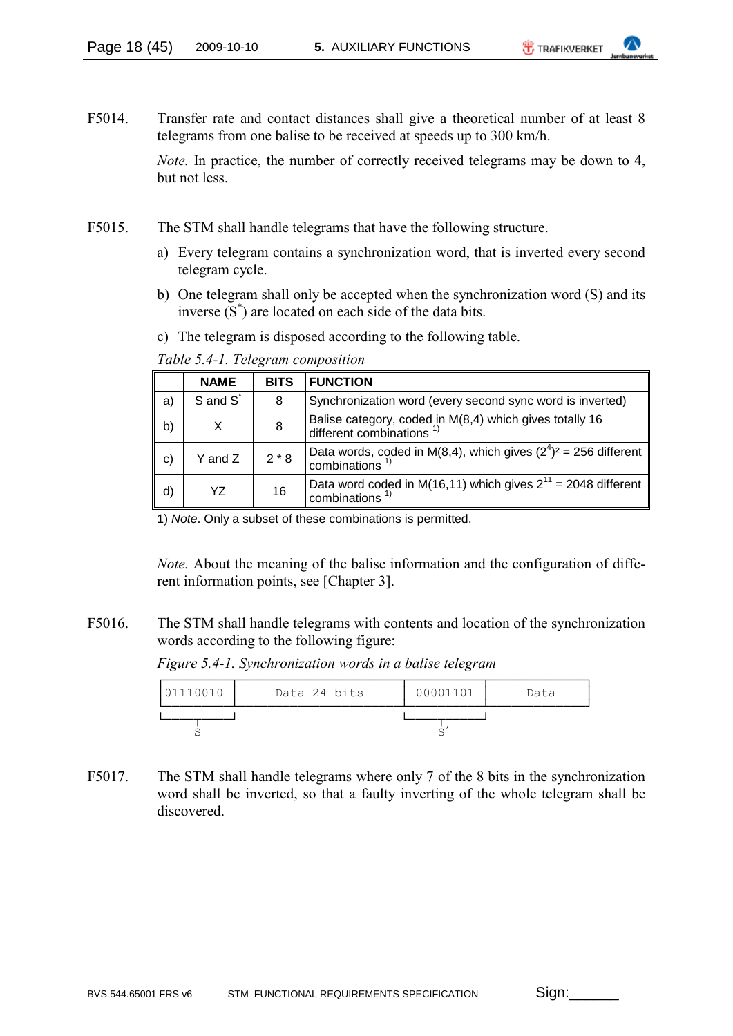F5014. Transfer rate and contact distances shall give a theoretical number of at least 8 telegrams from one balise to be received at speeds up to 300 km/h.

*Note.* In practice, the number of correctly received telegrams may be down to 4, but not less.

F5015. The STM shall handle telegrams that have the following structure.

a) Every telegram contains a synchronization word, that is inverted every second telegram cycle.

b) One telegram shall only be accepted when the synchronization word (S) and its inverse ($S^*$) are located on each side of the data bits.

c) The telegram is disposed according to the following table.

*Table 5.4-1. Telegram composition*

| | NAME | BITS | FUNCTION |
|---|---|---|---|
| a) | S and $S^*$ | 8 | Synchronization word (every second sync word is inverted) |
| b) | X | 8 | Balise category, coded in M(8,4) which gives totally 16 different combinations [1)] |
| c) | Y and Z | 2 * 8 | Data words, coded in M(8,4), which gives $(2^4)^2$ = 256 different combinations [1)] |
| d) | YZ | 16 | Data word coded in M(16,11) which gives $2^{11}$ = 2048 different combinations [1)] |

1) *Note*. Only a subset of these combinations is permitted.

*Note.* About the meaning of the balise information and the configuration of different information points, see [Chapter 3].

F5016. The STM shall handle telegrams with contents and location of the synchronization words according to the following figure:

*Figure 5.4-1. Synchronization words in a balise telegram*

```
| 01110010 |   Data 24 bits   | 00001101 |   Data   |
 |________|                    |________|
     S                             S*
```

F5017. The STM shall handle telegrams where only 7 of the 8 bits in the synchronization word shall be inverted, so that a faulty inverting of the whole telegram shall be discovered.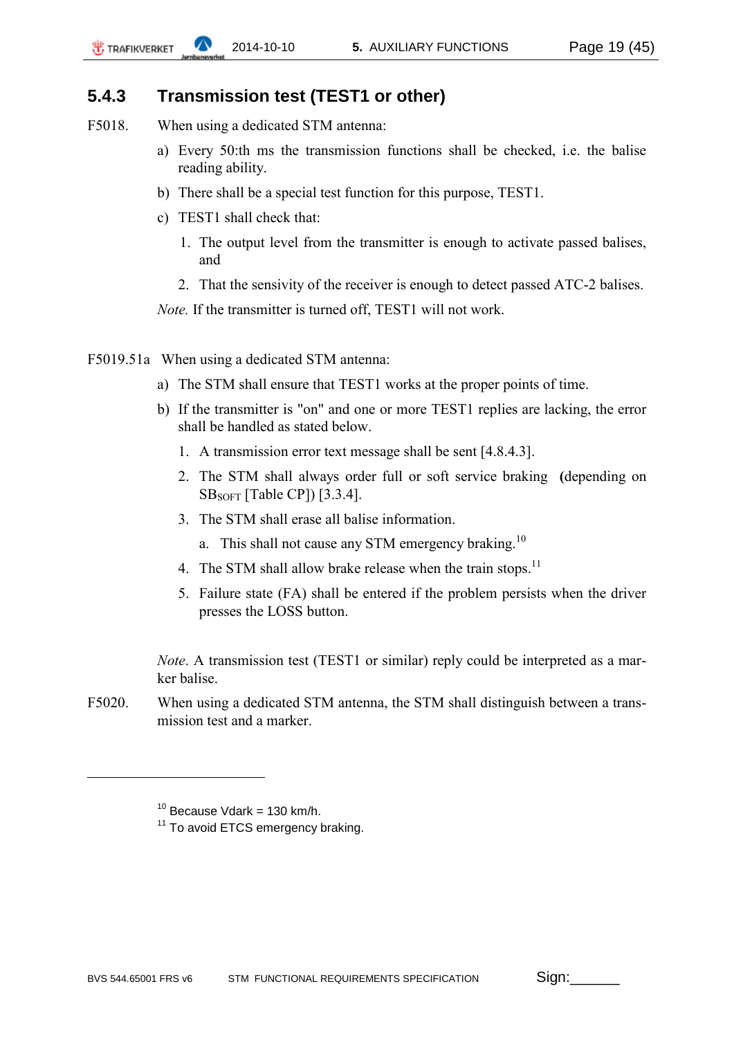### 5.4.3 Transmission test (TEST1 or other)

F5018. When using a dedicated STM antenna:

a) Every 50:th ms the transmission functions shall be checked, i.e. the balise reading ability.

b) There shall be a special test function for this purpose, TEST1.

c) TEST1 shall check that:

1. The output level from the transmitter is enough to activate passed balises, and
2. That the sensivity of the receiver is enough to detect passed ATC-2 balises.

*Note.* If the transmitter is turned off, TEST1 will not work.

F5019.51a When using a dedicated STM antenna:

a) The STM shall ensure that TEST1 works at the proper points of time.

b) If the transmitter is "on" and one or more TEST1 replies are lacking, the error shall be handled as stated below.

1. A transmission error text message shall be sent [4.8.4.3].
2. The STM shall always order full or soft service braking **(**depending on $SB_{SOFT}$ [Table CP]) [3.3.4].
3. The STM shall erase all balise information.
   a. This shall not cause any STM emergency braking.[10]
4. The STM shall allow brake release when the train stops.[11]
5. Failure state (FA) shall be entered if the problem persists when the driver presses the LOSS button.

*Note*. A transmission test (TEST1 or similar) reply could be interpreted as a marker balise.

F5020. When using a dedicated STM antenna, the STM shall distinguish between a transmission test and a marker.

---

[10] Because Vdark = 130 km/h.

[11] To avoid ETCS emergency braking.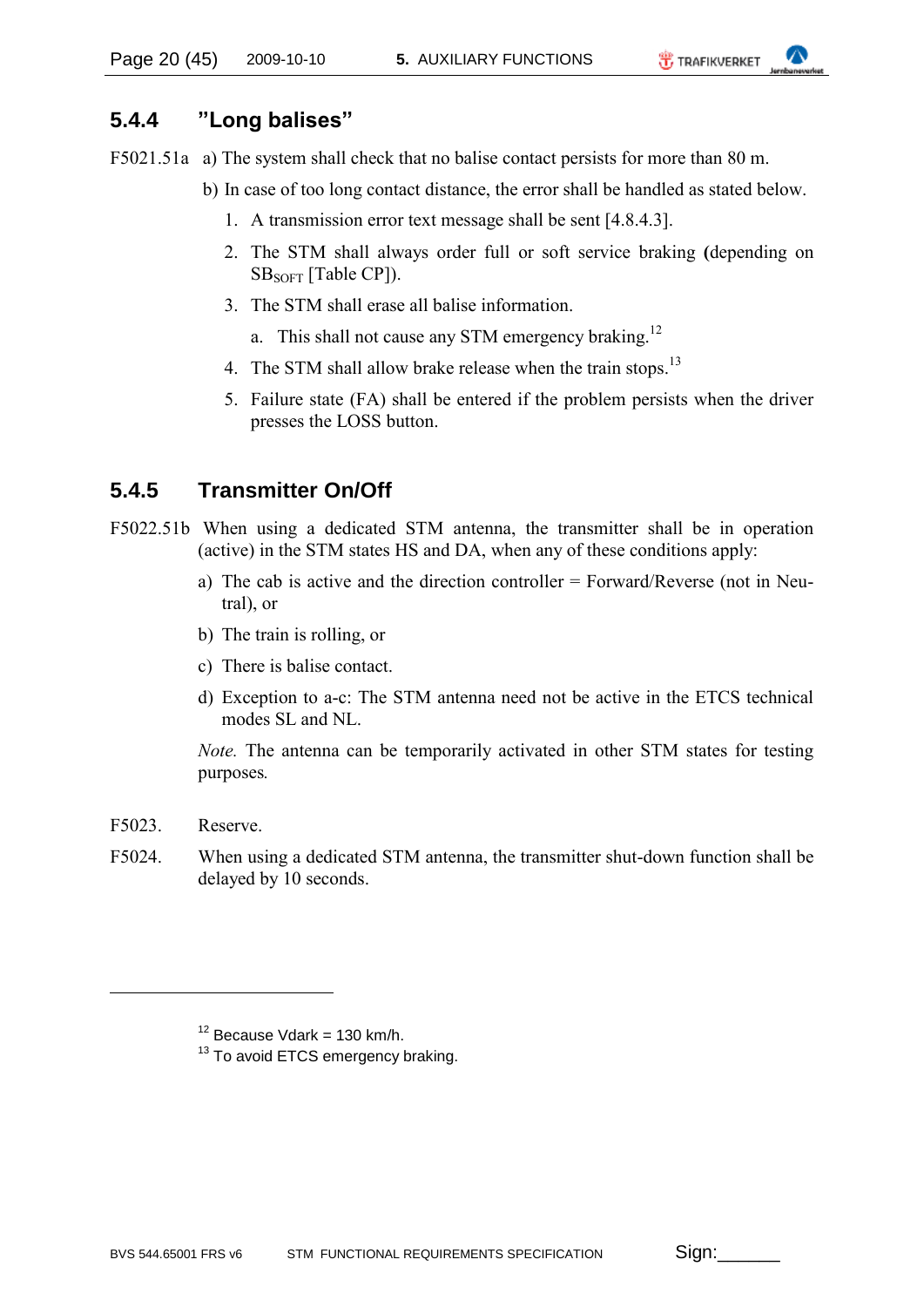### 5.4.4 ”Long balises”

F5021.51a a) The system shall check that no balise contact persists for more than 80 m.

b) In case of too long contact distance, the error shall be handled as stated below.

1. A transmission error text message shall be sent [4.8.4.3].
2. The STM shall always order full or soft service braking **(**depending on $SB_{SOFT}$ [Table CP]).
3. The STM shall erase all balise information.
   a. This shall not cause any STM emergency braking.[12]
4. The STM shall allow brake release when the train stops.[13]
5. Failure state (FA) shall be entered if the problem persists when the driver presses the LOSS button.

### 5.4.5 Transmitter On/Off

F5022.51b When using a dedicated STM antenna, the transmitter shall be in operation (active) in the STM states HS and DA, when any of these conditions apply:

a) The cab is active and the direction controller = Forward/Reverse (not in Neutral), or

b) The train is rolling, or

c) There is balise contact.

d) Exception to a-c: The STM antenna need not be active in the ETCS technical modes SL and NL.

*Note.* The antenna can be temporarily activated in other STM states for testing purposes.

F5023. Reserve.

F5024. When using a dedicated STM antenna, the transmitter shut-down function shall be delayed by 10 seconds.

---

[12] Because Vdark = 130 km/h.

[13] To avoid ETCS emergency braking.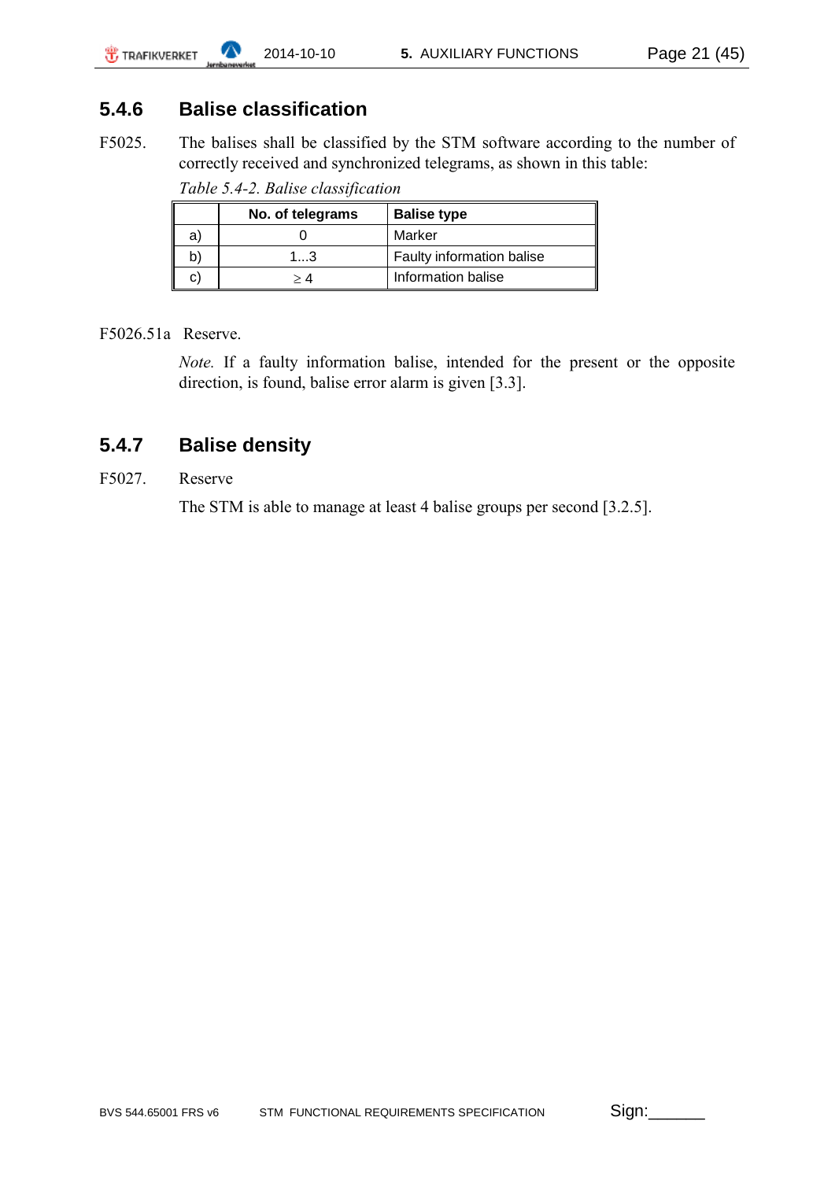### 5.4.6 Balise classification

F5025. The balises shall be classified by the STM software according to the number of correctly received and synchronized telegrams, as shown in this table:

*Table 5.4-2. Balise classification*

| | No. of telegrams | Balise type |
|---|---|---|
| a) | 0 | Marker |
| b) | 1...3 | Faulty information balise |
| c) | $\geq 4$ | Information balise |

F5026.51a Reserve.

*Note.* If a faulty information balise, intended for the present or the opposite direction, is found, balise error alarm is given [3.3].

### 5.4.7 Balise density

F5027. Reserve

The STM is able to manage at least 4 balise groups per second [3.2.5].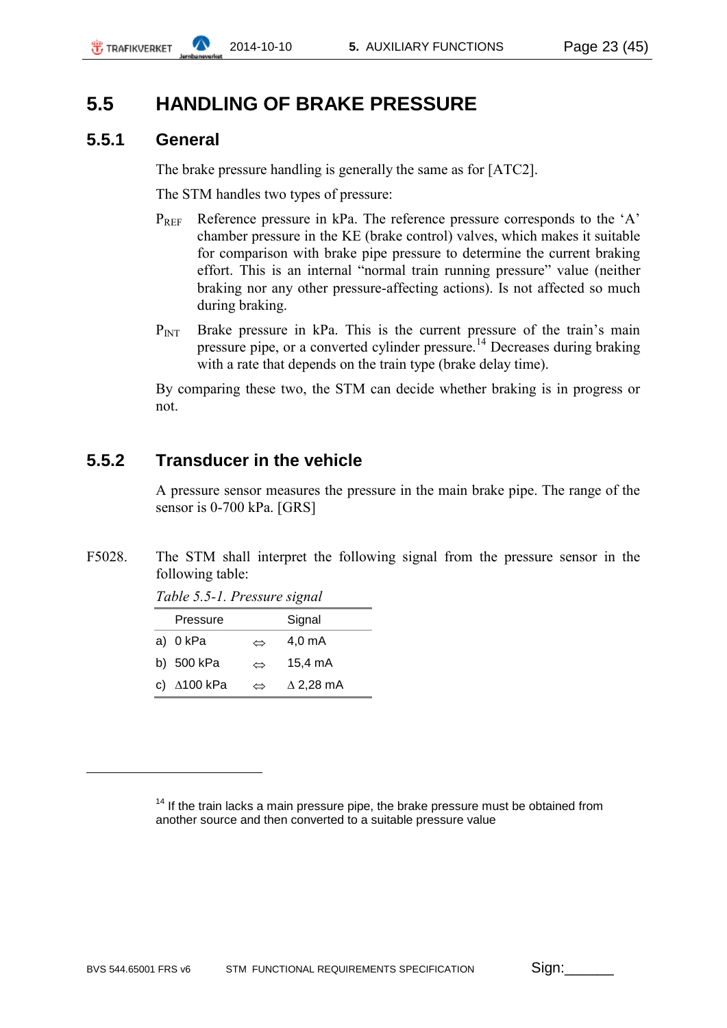# 5.5 HANDLING OF BRAKE PRESSURE

## 5.5.1 General

The brake pressure handling is generally the same as for [ATC2].

The STM handles two types of pressure:

$P_{REF}$ Reference pressure in kPa. The reference pressure corresponds to the 'A' chamber pressure in the KE (brake control) valves, which makes it suitable for comparison with brake pipe pressure to determine the current braking effort. This is an internal "normal train running pressure" value (neither braking nor any other pressure-affecting actions). Is not affected so much during braking.

$P_{INT}$ Brake pressure in kPa. This is the current pressure of the train's main pressure pipe, or a converted cylinder pressure.[14] Decreases during braking with a rate that depends on the train type (brake delay time).

By comparing these two, the STM can decide whether braking is in progress or not.

## 5.5.2 Transducer in the vehicle

A pressure sensor measures the pressure in the main brake pipe. The range of the sensor is 0-700 kPa. [GRS]

F5028. The STM shall interpret the following signal from the pressure sensor in the following table:

*Table 5.5-1. Pressure signal*

| | Pressure | | Signal |
|---|---|---|---|
| a) | 0 kPa | ⇔ | 4,0 mA |
| b) | 500 kPa | ⇔ | 15,4 mA |
| c) | Δ100 kPa | ⇔ | Δ 2,28 mA |

---

[14] If the train lacks a main pressure pipe, the brake pressure must be obtained from another source and then converted to a suitable pressure value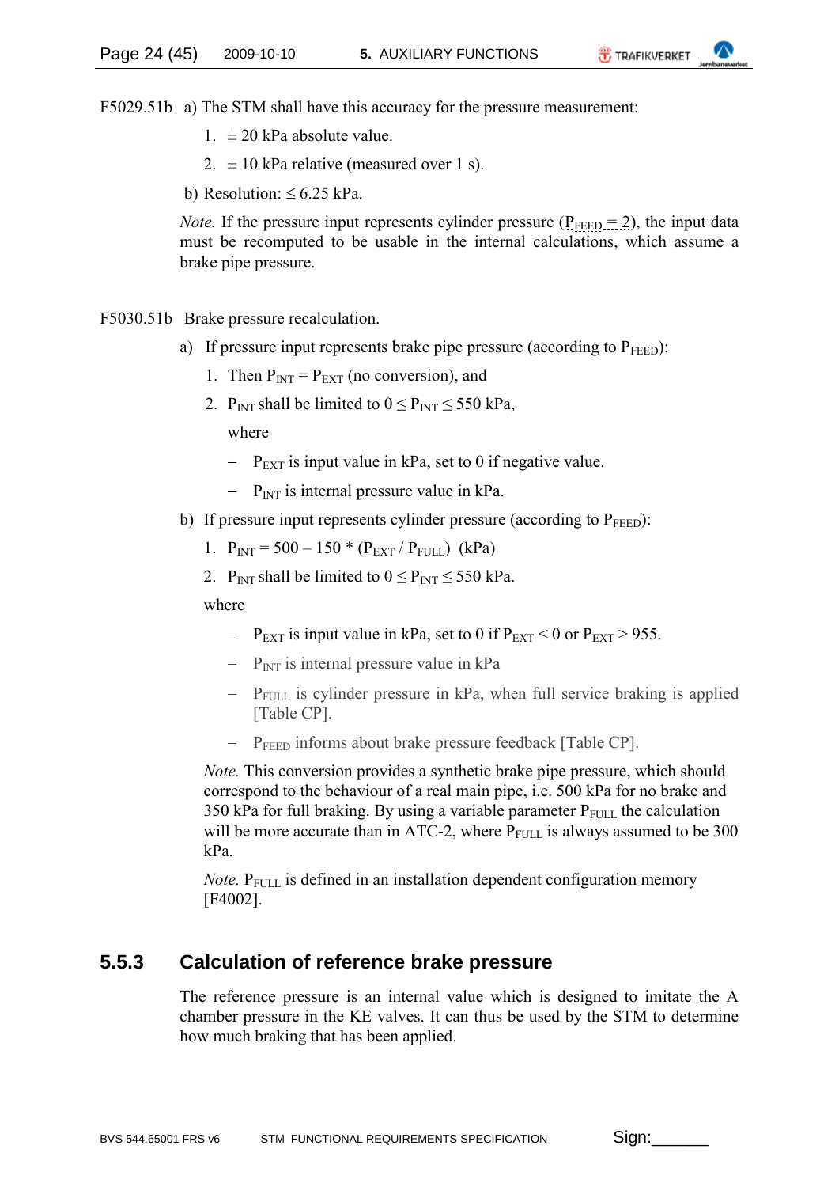F5029.51b a) The STM shall have this accuracy for the pressure measurement:

1. ± 20 kPa absolute value.
2. ± 10 kPa relative (measured over 1 s).

b) Resolution: ≤ 6.25 kPa.

*Note.* If the pressure input represents cylinder pressure ($P_{FEED} = 2$), the input data must be recomputed to be usable in the internal calculations, which assume a brake pipe pressure.

F5030.51b Brake pressure recalculation.

a) If pressure input represents brake pipe pressure (according to $P_{FEED}$):

1. Then $P_{INT} = P_{EXT}$ (no conversion), and
2. $P_{INT}$ shall be limited to $0 \leq P_{INT} \leq 550$ kPa,

   where

   – $P_{EXT}$ is input value in kPa, set to 0 if negative value.

   – $P_{INT}$ is internal pressure value in kPa.

b) If pressure input represents cylinder pressure (according to $P_{FEED}$):

1. $P_{INT} = 500 - 150 * (P_{EXT} / P_{FULL})$ (kPa)
2. $P_{INT}$ shall be limited to $0 \leq P_{INT} \leq 550$ kPa.

where

– $P_{EXT}$ is input value in kPa, set to 0 if $P_{EXT} < 0$ or $P_{EXT} > 955$.

– $P_{INT}$ is internal pressure value in kPa

– $P_{FULL}$ is cylinder pressure in kPa, when full service braking is applied [Table CP].

– $P_{FEED}$ informs about brake pressure feedback [Table CP].

*Note.* This conversion provides a synthetic brake pipe pressure, which should correspond to the behaviour of a real main pipe, i.e. 500 kPa for no brake and 350 kPa for full braking. By using a variable parameter $P_{FULL}$ the calculation will be more accurate than in ATC-2, where $P_{FULL}$ is always assumed to be 300 kPa.

*Note.* $P_{FULL}$ is defined in an installation dependent configuration memory [F4002].

### 5.5.3 Calculation of reference brake pressure

The reference pressure is an internal value which is designed to imitate the A chamber pressure in the KE valves. It can thus be used by the STM to determine how much braking that has been applied.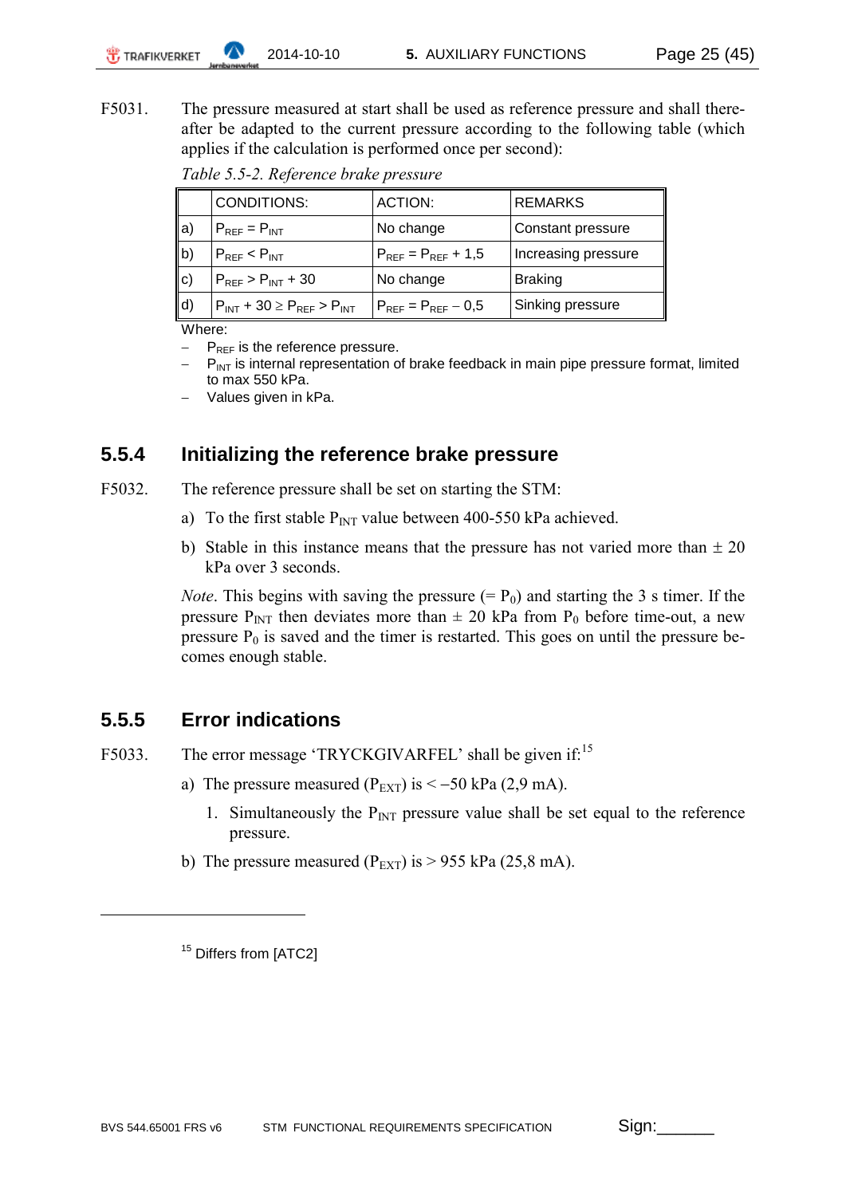F5031. The pressure measured at start shall be used as reference pressure and shall thereafter be adapted to the current pressure according to the following table (which applies if the calculation is performed once per second):

*Table 5.5-2. Reference brake pressure*

| | CONDITIONS: | ACTION: | REMARKS |
|---|---|---|---|
| a) | $P_{REF} = P_{INT}$ | No change | Constant pressure |
| b) | $P_{REF} < P_{INT}$ | $P_{REF} = P_{REF} + 1{,}5$ | Increasing pressure |
| c) | $P_{REF} > P_{INT} + 30$ | No change | Braking |
| d) | $P_{INT} + 30 \geq P_{REF} > P_{INT}$ | $P_{REF} = P_{REF} - 0{,}5$ | Sinking pressure |

Where:

- $P_{REF}$ is the reference pressure.
- $P_{INT}$ is internal representation of brake feedback in main pipe pressure format, limited to max 550 kPa.
- Values given in kPa.

### 5.5.4 Initializing the reference brake pressure

F5032. The reference pressure shall be set on starting the STM:

a) To the first stable $P_{INT}$ value between 400-550 kPa achieved.

b) Stable in this instance means that the pressure has not varied more than ± 20 kPa over 3 seconds.

*Note*. This begins with saving the pressure (= $P_0$) and starting the 3 s timer. If the pressure $P_{INT}$ then deviates more than ± 20 kPa from $P_0$ before time-out, a new pressure $P_0$ is saved and the timer is restarted. This goes on until the pressure becomes enough stable.

### 5.5.5 Error indications

F5033. The error message ‘TRYCKGIVARFEL’ shall be given if:[15]

a) The pressure measured ($P_{EXT}$) is < –50 kPa (2,9 mA).

   1. Simultaneously the $P_{INT}$ pressure value shall be set equal to the reference pressure.

b) The pressure measured ($P_{EXT}$) is > 955 kPa (25,8 mA).

---

[15] Differs from [ATC2]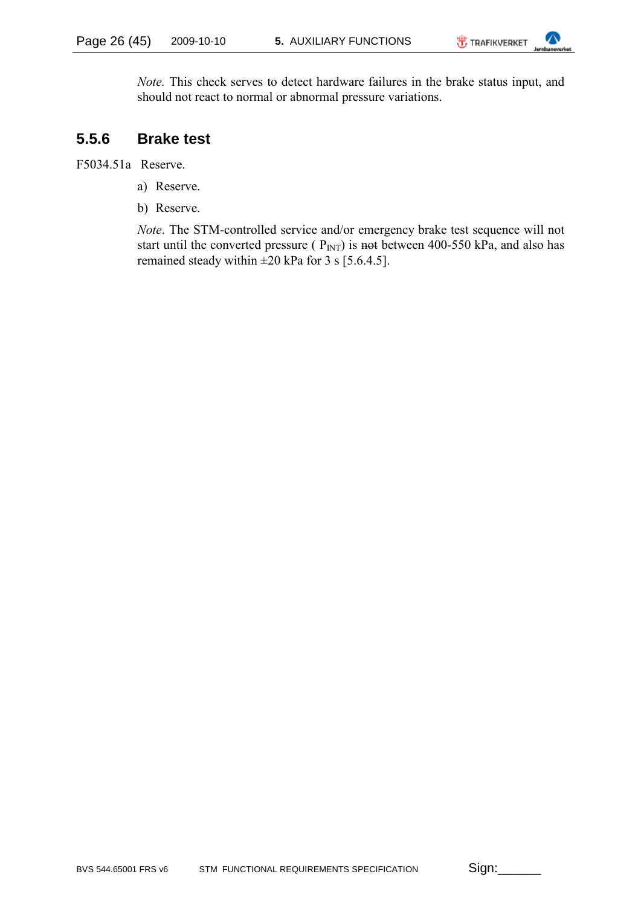*Note.* This check serves to detect hardware failures in the brake status input, and should not react to normal or abnormal pressure variations.

### 5.5.6 Brake test

F5034.51a Reserve.

a) Reserve.

b) Reserve.

*Note*. The STM-controlled service and/or emergency brake test sequence will not start until the converted pressure ( $P_{INT}$) is ~~not~~ between 400-550 kPa, and also has remained steady within ±20 kPa for 3 s [5.6.4.5].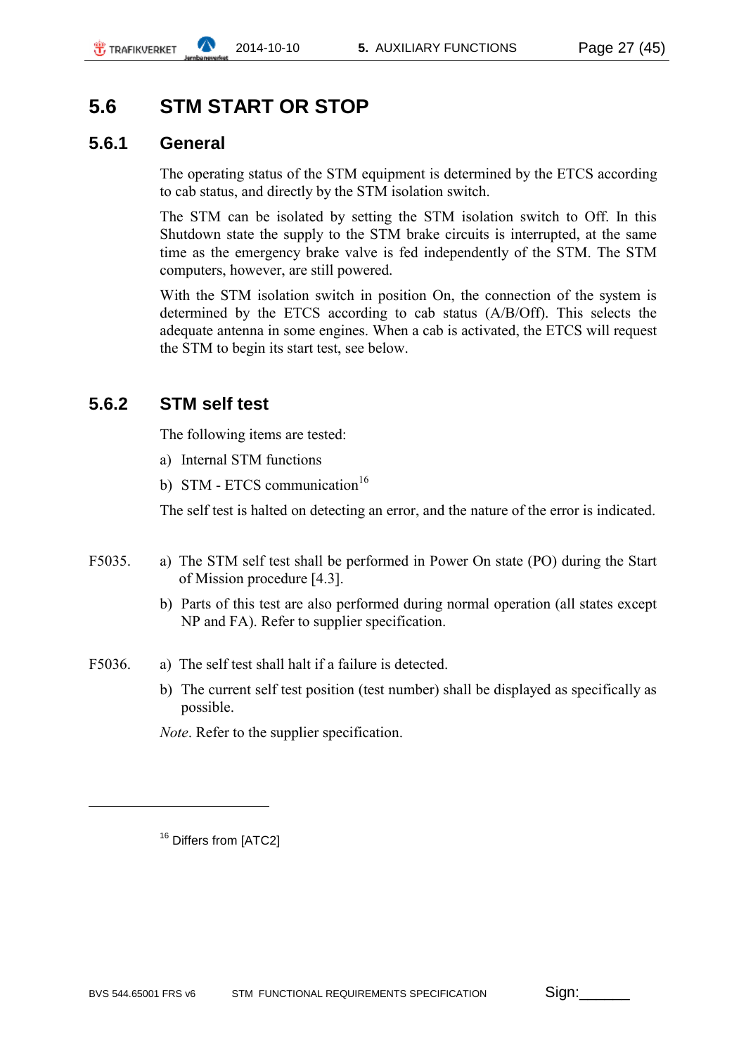## 5.6 STM START OR STOP

### 5.6.1 General

The operating status of the STM equipment is determined by the ETCS according to cab status, and directly by the STM isolation switch.

The STM can be isolated by setting the STM isolation switch to Off. In this Shutdown state the supply to the STM brake circuits is interrupted, at the same time as the emergency brake valve is fed independently of the STM. The STM computers, however, are still powered.

With the STM isolation switch in position On, the connection of the system is determined by the ETCS according to cab status (A/B/Off). This selects the adequate antenna in some engines. When a cab is activated, the ETCS will request the STM to begin its start test, see below.

### 5.6.2 STM self test

The following items are tested:

a) Internal STM functions

b) STM - ETCS communication[16]

The self test is halted on detecting an error, and the nature of the error is indicated.

F5035.

a) The STM self test shall be performed in Power On state (PO) during the Start of Mission procedure [4.3].

b) Parts of this test are also performed during normal operation (all states except NP and FA). Refer to supplier specification.

F5036.

a) The self test shall halt if a failure is detected.

b) The current self test position (test number) shall be displayed as specifically as possible.

*Note*. Refer to the supplier specification.

---

[16] Differs from [ATC2]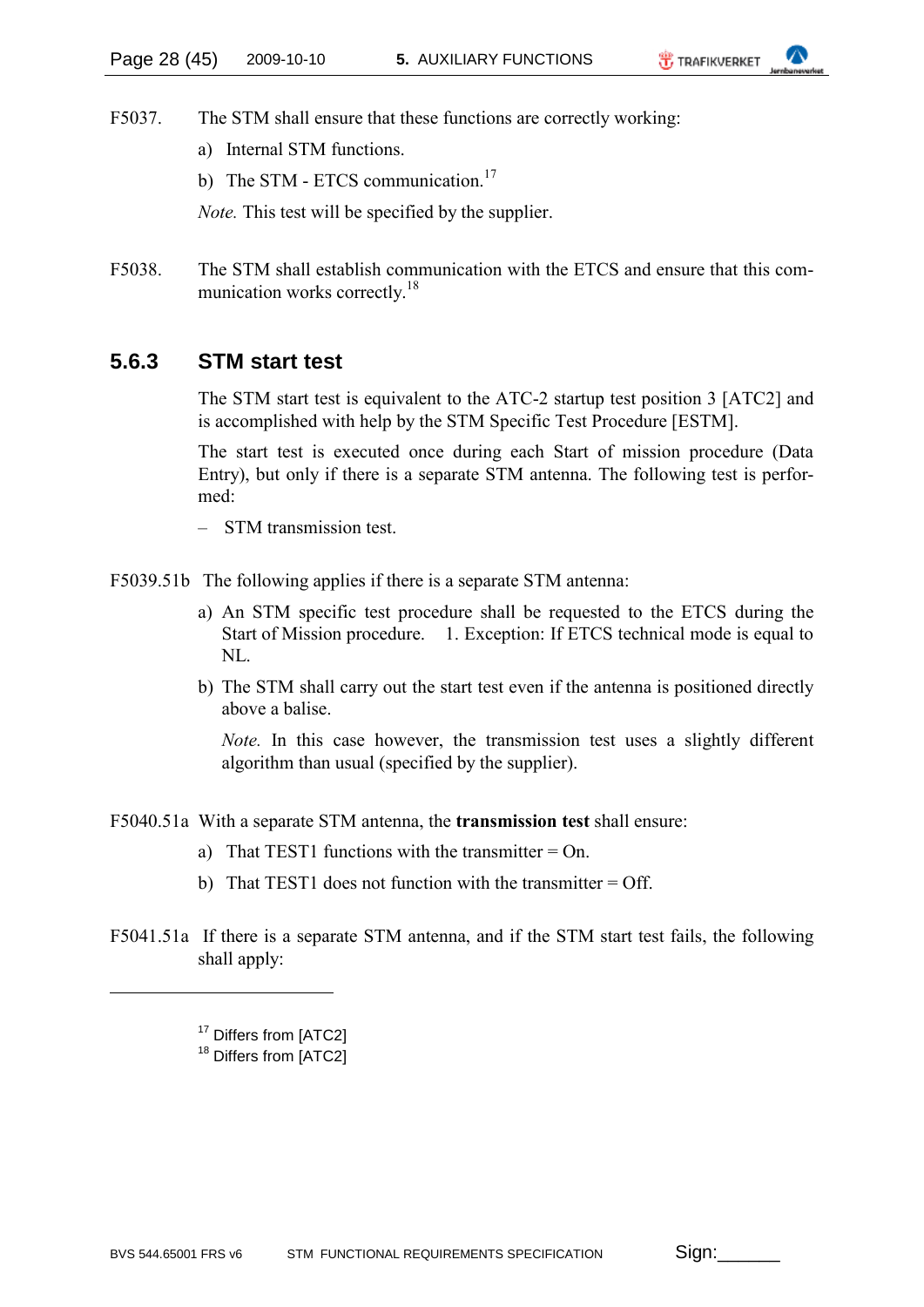F5037. The STM shall ensure that these functions are correctly working:

a) Internal STM functions.

b) The STM - ETCS communication.[17]

*Note.* This test will be specified by the supplier.

F5038. The STM shall establish communication with the ETCS and ensure that this communication works correctly.[18]

### 5.6.3 STM start test

The STM start test is equivalent to the ATC-2 startup test position 3 [ATC2] and is accomplished with help by the STM Specific Test Procedure [ESTM].

The start test is executed once during each Start of mission procedure (Data Entry), but only if there is a separate STM antenna. The following test is performed:

– STM transmission test.

F5039.51b The following applies if there is a separate STM antenna:

a) An STM specific test procedure shall be requested to the ETCS during the Start of Mission procedure. 1. Exception: If ETCS technical mode is equal to NL.

b) The STM shall carry out the start test even if the antenna is positioned directly above a balise.

*Note.* In this case however, the transmission test uses a slightly different algorithm than usual (specified by the supplier).

F5040.51a With a separate STM antenna, the **transmission test** shall ensure:

a) That TEST1 functions with the transmitter = On.

b) That TEST1 does not function with the transmitter = Off.

F5041.51a If there is a separate STM antenna, and if the STM start test fails, the following shall apply:

---

[17] Differs from [ATC2]

[18] Differs from [ATC2]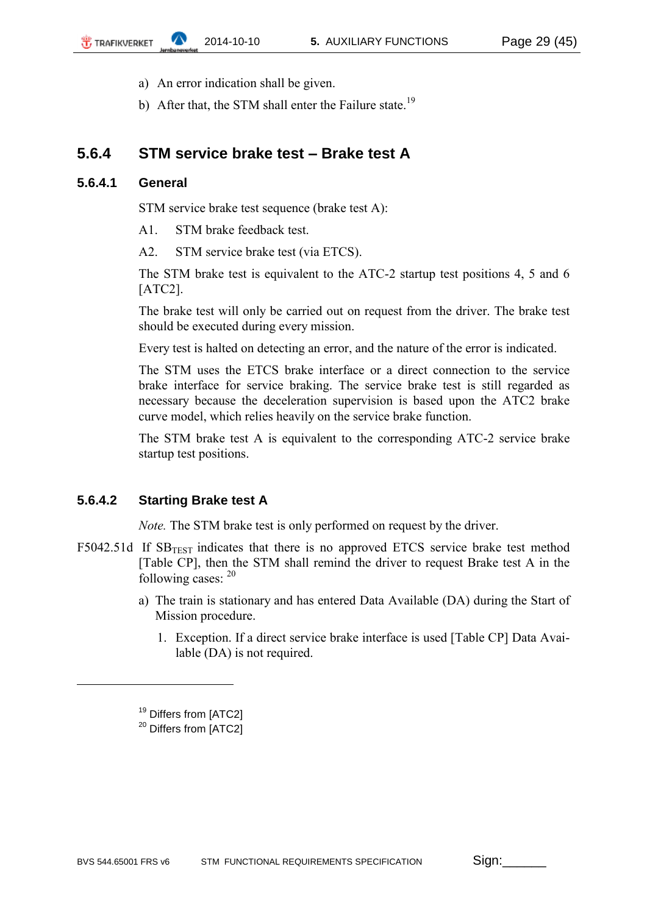a) An error indication shall be given.

b) After that, the STM shall enter the Failure state.[19]

## 5.6.4 STM service brake test – Brake test A

### 5.6.4.1 General

STM service brake test sequence (brake test A):

A1. STM brake feedback test.

A2. STM service brake test (via ETCS).

The STM brake test is equivalent to the ATC-2 startup test positions 4, 5 and 6 [ATC2].

The brake test will only be carried out on request from the driver. The brake test should be executed during every mission.

Every test is halted on detecting an error, and the nature of the error is indicated.

The STM uses the ETCS brake interface or a direct connection to the service brake interface for service braking. The service brake test is still regarded as necessary because the deceleration supervision is based upon the ATC2 brake curve model, which relies heavily on the service brake function.

The STM brake test A is equivalent to the corresponding ATC-2 service brake startup test positions.

### 5.6.4.2 Starting Brake test A

*Note.* The STM brake test is only performed on request by the driver.

F5042.51d If $SB_{TEST}$ indicates that there is no approved ETCS service brake test method [Table CP], then the STM shall remind the driver to request Brake test A in the following cases: [20]

a) The train is stationary and has entered Data Available (DA) during the Start of Mission procedure.

   1. Exception. If a direct service brake interface is used [Table CP] Data Available (DA) is not required.

---

[19] Differs from [ATC2]

[20] Differs from [ATC2]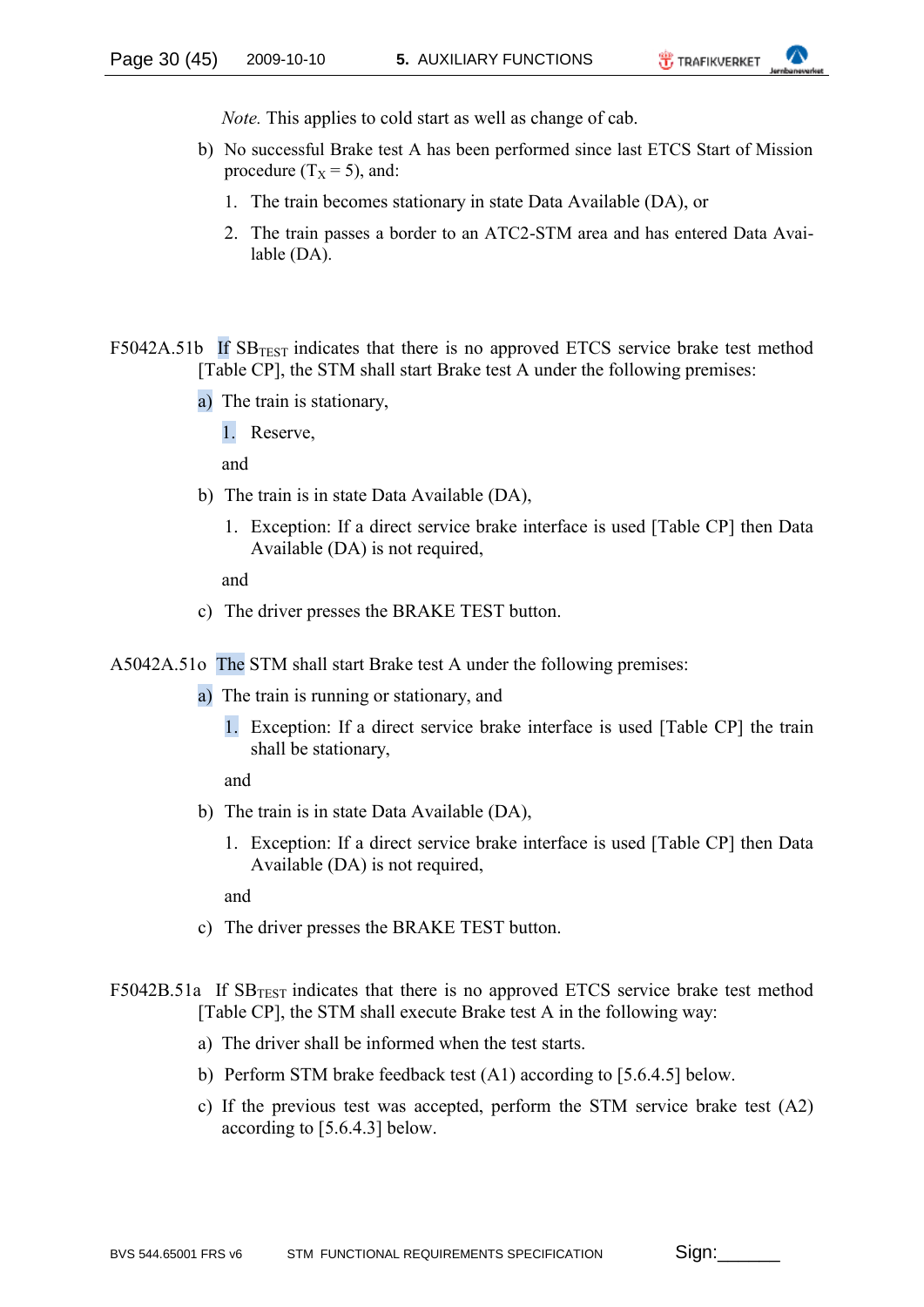*Note.* This applies to cold start as well as change of cab.

b) No successful Brake test A has been performed since last ETCS Start of Mission procedure ($T_X = 5$), and:

1. The train becomes stationary in state Data Available (DA), or
2. The train passes a border to an ATC2-STM area and has entered Data Available (DA).

F5042A.51b If $SB_{TEST}$ indicates that there is no approved ETCS service brake test method [Table CP], the STM shall start Brake test A under the following premises:

a) The train is stationary,

1. Reserve,

and

b) The train is in state Data Available (DA),

1. Exception: If a direct service brake interface is used [Table CP] then Data Available (DA) is not required,

and

c) The driver presses the BRAKE TEST button.

A5042A.51o The STM shall start Brake test A under the following premises:

a) The train is running or stationary, and

1. Exception: If a direct service brake interface is used [Table CP] the train shall be stationary,

and

b) The train is in state Data Available (DA),

1. Exception: If a direct service brake interface is used [Table CP] then Data Available (DA) is not required,

and

c) The driver presses the BRAKE TEST button.

F5042B.51a If $SB_{TEST}$ indicates that there is no approved ETCS service brake test method [Table CP], the STM shall execute Brake test A in the following way:

a) The driver shall be informed when the test starts.

b) Perform STM brake feedback test (A1) according to [5.6.4.5] below.

c) If the previous test was accepted, perform the STM service brake test (A2) according to [5.6.4.3] below.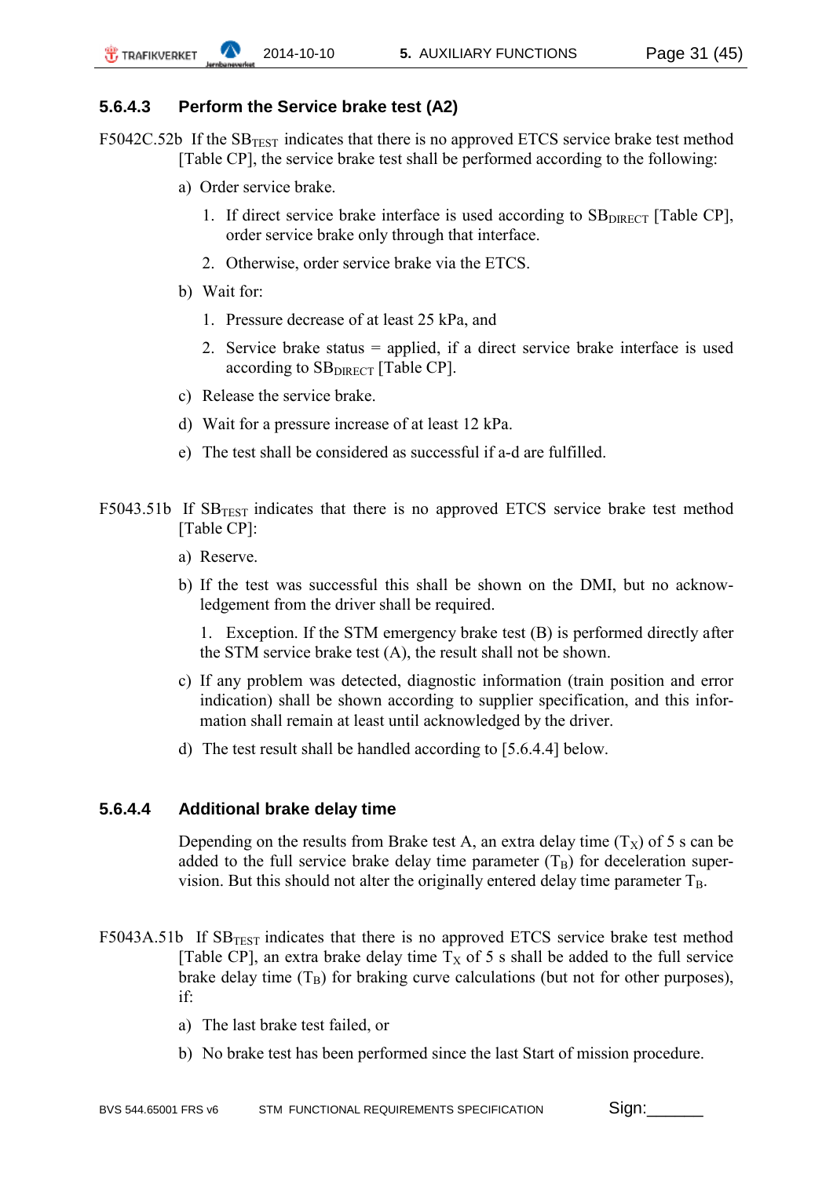#### 5.6.4.3 Perform the Service brake test (A2)

F5042C.52b If the $SB_{TEST}$ indicates that there is no approved ETCS service brake test method [Table CP], the service brake test shall be performed according to the following:

a) Order service brake.

1. If direct service brake interface is used according to $SB_{DIRECT}$ [Table CP], order service brake only through that interface.
2. Otherwise, order service brake via the ETCS.

b) Wait for:

1. Pressure decrease of at least 25 kPa, and
2. Service brake status = applied, if a direct service brake interface is used according to $SB_{DIRECT}$ [Table CP].

c) Release the service brake.

d) Wait for a pressure increase of at least 12 kPa.

e) The test shall be considered as successful if a-d are fulfilled.

F5043.51b If $SB_{TEST}$ indicates that there is no approved ETCS service brake test method [Table CP]:

a) Reserve.

b) If the test was successful this shall be shown on the DMI, but no acknowledgement from the driver shall be required.

1. Exception. If the STM emergency brake test (B) is performed directly after the STM service brake test (A), the result shall not be shown.

c) If any problem was detected, diagnostic information (train position and error indication) shall be shown according to supplier specification, and this information shall remain at least until acknowledged by the driver.

d) The test result shall be handled according to [5.6.4.4] below.

#### 5.6.4.4 Additional brake delay time

Depending on the results from Brake test A, an extra delay time ($T_X$) of 5 s can be added to the full service brake delay time parameter ($T_B$) for deceleration supervision. But this should not alter the originally entered delay time parameter $T_B$.

F5043A.51b If $SB_{TEST}$ indicates that there is no approved ETCS service brake test method [Table CP], an extra brake delay time $T_X$ of 5 s shall be added to the full service brake delay time ($T_B$) for braking curve calculations (but not for other purposes), if:

a) The last brake test failed, or

b) No brake test has been performed since the last Start of mission procedure.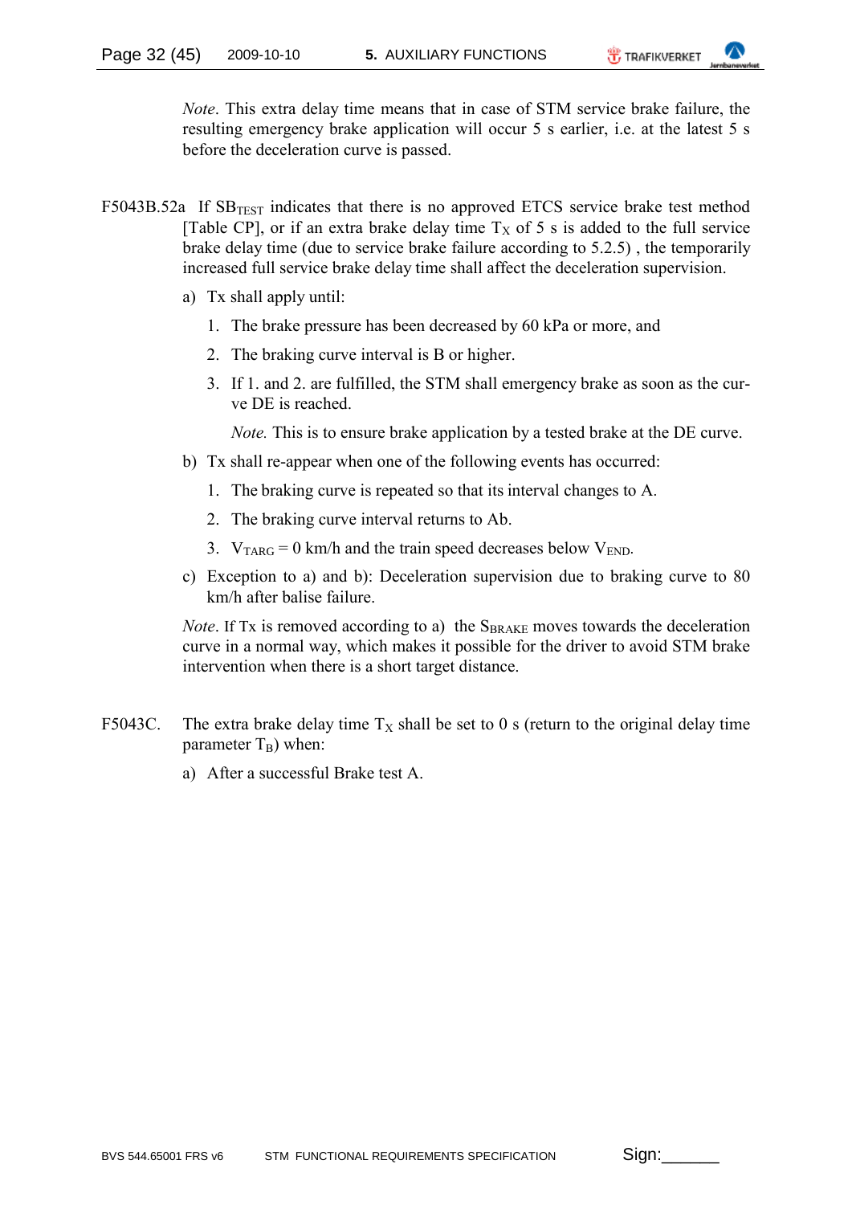*Note*. This extra delay time means that in case of STM service brake failure, the resulting emergency brake application will occur 5 s earlier, i.e. at the latest 5 s before the deceleration curve is passed.

F5043B.52a If $SB_{TEST}$ indicates that there is no approved ETCS service brake test method [Table CP], or if an extra brake delay time $T_X$ of 5 s is added to the full service brake delay time (due to service brake failure according to 5.2.5) , the temporarily increased full service brake delay time shall affect the deceleration supervision.

a) Tx shall apply until:

1. The brake pressure has been decreased by 60 kPa or more, and
2. The braking curve interval is B or higher.
3. If 1. and 2. are fulfilled, the STM shall emergency brake as soon as the curve DE is reached.

   *Note.* This is to ensure brake application by a tested brake at the DE curve.

b) Tx shall re-appear when one of the following events has occurred:

1. The braking curve is repeated so that its interval changes to A.
2. The braking curve interval returns to Ab.
3. $V_{TARG}$ = 0 km/h and the train speed decreases below $V_{END}$.

c) Exception to a) and b): Deceleration supervision due to braking curve to 80 km/h after balise failure.

*Note*. If Tx is removed according to a) the $S_{BRAKE}$ moves towards the deceleration curve in a normal way, which makes it possible for the driver to avoid STM brake intervention when there is a short target distance.

F5043C. The extra brake delay time $T_X$ shall be set to 0 s (return to the original delay time parameter $T_B$) when:

a) After a successful Brake test A.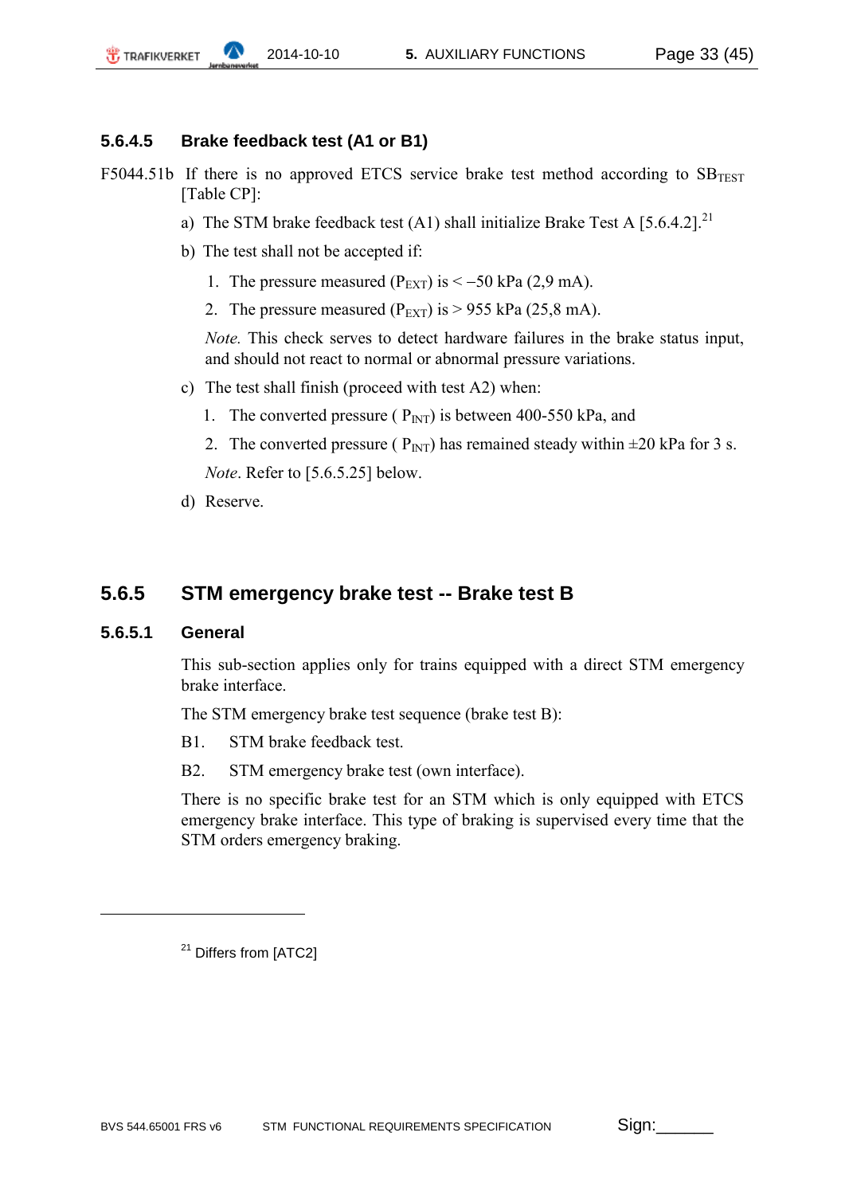#### 5.6.4.5 Brake feedback test (A1 or B1)

F5044.51b If there is no approved ETCS service brake test method according to $SB_{TEST}$ [Table CP]:

a) The STM brake feedback test (A1) shall initialize Brake Test A [5.6.4.2].[21]

b) The test shall not be accepted if:

1. The pressure measured ($P_{EXT}$) is < −50 kPa (2,9 mA).
2. The pressure measured ($P_{EXT}$) is > 955 kPa (25,8 mA).

*Note.* This check serves to detect hardware failures in the brake status input, and should not react to normal or abnormal pressure variations.

c) The test shall finish (proceed with test A2) when:

1. The converted pressure ( $P_{INT}$) is between 400-550 kPa, and
2. The converted pressure ( $P_{INT}$) has remained steady within ±20 kPa for 3 s.

*Note*. Refer to [5.6.5.25] below.

d) Reserve.

### 5.6.5 STM emergency brake test -- Brake test B

#### 5.6.5.1 General

This sub-section applies only for trains equipped with a direct STM emergency brake interface.

The STM emergency brake test sequence (brake test B):

B1. STM brake feedback test.

B2. STM emergency brake test (own interface).

There is no specific brake test for an STM which is only equipped with ETCS emergency brake interface. This type of braking is supervised every time that the STM orders emergency braking.

---

[21] Differs from [ATC2]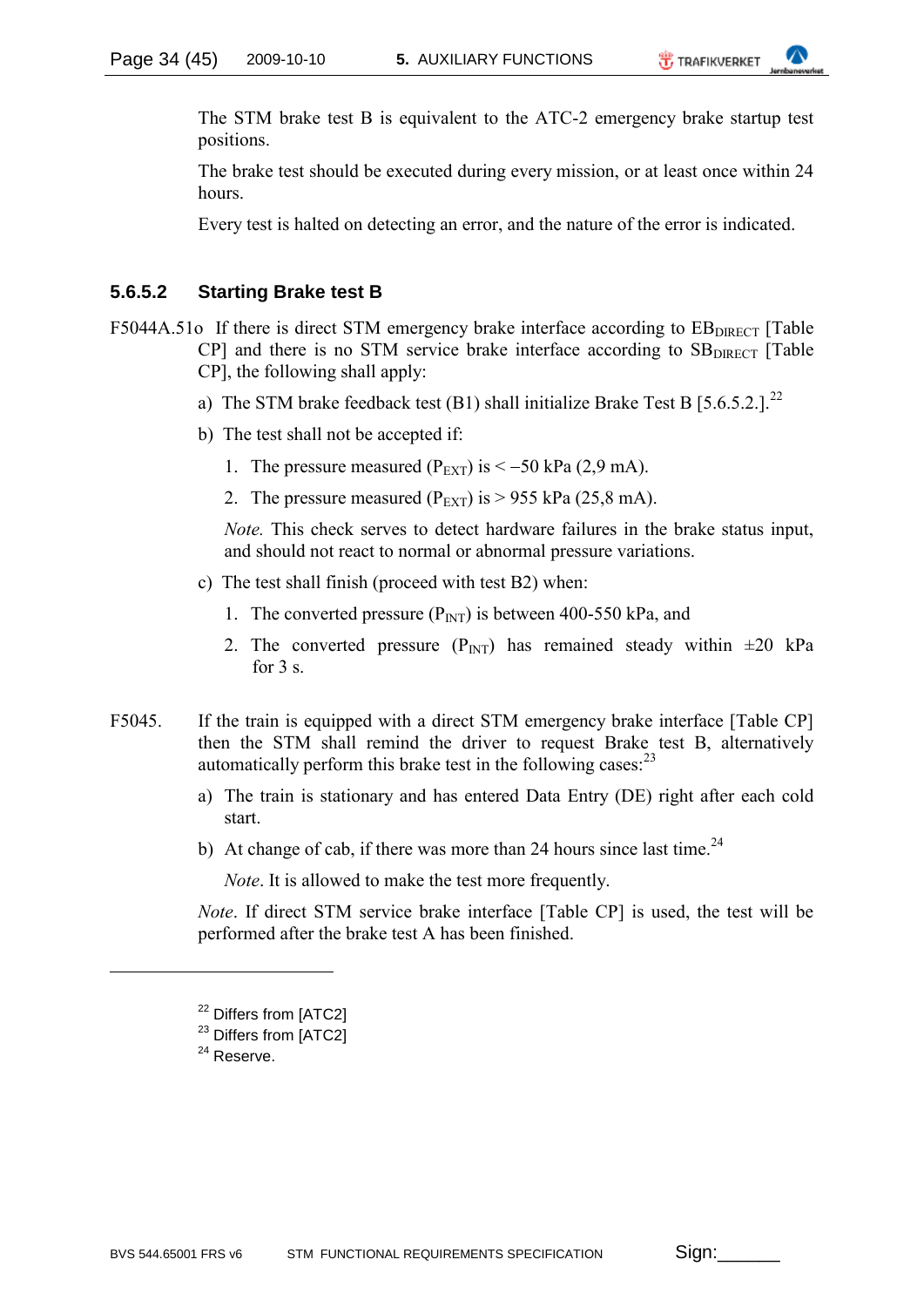The STM brake test B is equivalent to the ATC-2 emergency brake startup test positions.

The brake test should be executed during every mission, or at least once within 24 hours.

Every test is halted on detecting an error, and the nature of the error is indicated.

#### 5.6.5.2 Starting Brake test B

F5044A.51o If there is direct STM emergency brake interface according to $EB_{DIRECT}$ [Table CP] and there is no STM service brake interface according to $SB_{DIRECT}$ [Table CP], the following shall apply:

a) The STM brake feedback test (B1) shall initialize Brake Test B [5.6.5.2.].[22]

b) The test shall not be accepted if:

1. The pressure measured ($P_{EXT}$) is < −50 kPa (2,9 mA).
2. The pressure measured ($P_{EXT}$) is > 955 kPa (25,8 mA).

*Note.* This check serves to detect hardware failures in the brake status input, and should not react to normal or abnormal pressure variations.

c) The test shall finish (proceed with test B2) when:

1. The converted pressure ($P_{INT}$) is between 400-550 kPa, and
2. The converted pressure ($P_{INT}$) has remained steady within ±20 kPa for 3 s.

F5045. If the train is equipped with a direct STM emergency brake interface [Table CP] then the STM shall remind the driver to request Brake test B, alternatively automatically perform this brake test in the following cases:[23]

a) The train is stationary and has entered Data Entry (DE) right after each cold start.

b) At change of cab, if there was more than 24 hours since last time.[24]

*Note*. It is allowed to make the test more frequently.

*Note*. If direct STM service brake interface [Table CP] is used, the test will be performed after the brake test A has been finished.

---

[22] Differs from [ATC2]

[23] Differs from [ATC2]

[24] Reserve.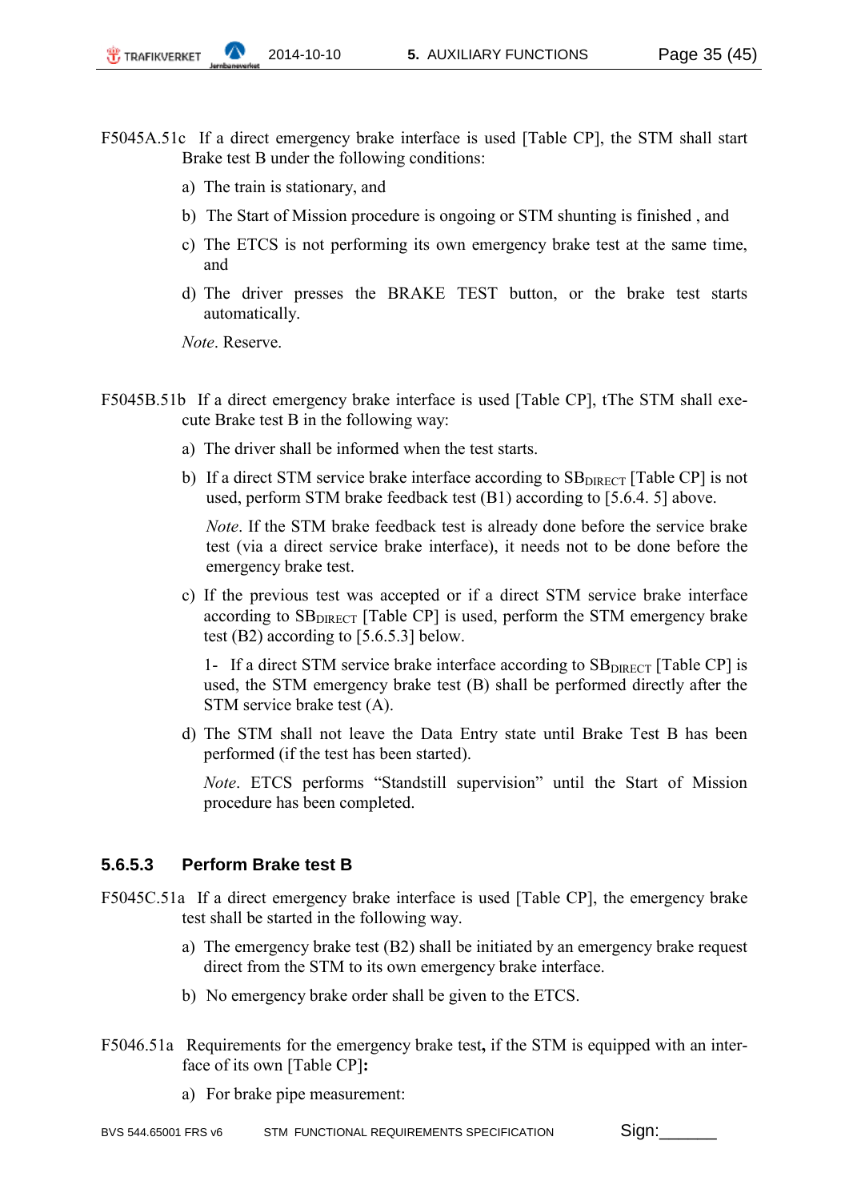F5045A.51c  If a direct emergency brake interface is used [Table CP], the STM shall start Brake test B under the following conditions:

a) The train is stationary, and

b) The Start of Mission procedure is ongoing or STM shunting is finished , and

c) The ETCS is not performing its own emergency brake test at the same time, and

d) The driver presses the BRAKE TEST button, or the brake test starts automatically.

*Note*. Reserve.

F5045B.51b  If a direct emergency brake interface is used [Table CP], tThe STM shall execute Brake test B in the following way:

a) The driver shall be informed when the test starts.

b) If a direct STM service brake interface according to $SB_{DIRECT}$ [Table CP] is not used, perform STM brake feedback test (B1) according to [5.6.4. 5] above.

*Note*. If the STM brake feedback test is already done before the service brake test (via a direct service brake interface), it needs not to be done before the emergency brake test.

c) If the previous test was accepted or if a direct STM service brake interface according to $SB_{DIRECT}$ [Table CP] is used, perform the STM emergency brake test (B2) according to [5.6.5.3] below.

1- If a direct STM service brake interface according to $SB_{DIRECT}$ [Table CP] is used, the STM emergency brake test (B) shall be performed directly after the STM service brake test (A).

d) The STM shall not leave the Data Entry state until Brake Test B has been performed (if the test has been started).

*Note*. ETCS performs “Standstill supervision” until the Start of Mission procedure has been completed.

### 5.6.5.3 Perform Brake test B

F5045C.51a  If a direct emergency brake interface is used [Table CP], the emergency brake test shall be started in the following way.

a) The emergency brake test (B2) shall be initiated by an emergency brake request direct from the STM to its own emergency brake interface.

b) No emergency brake order shall be given to the ETCS.

F5046.51a  Requirements for the emergency brake test**,** if the STM is equipped with an interface of its own [Table CP]**:**

a) For brake pipe measurement: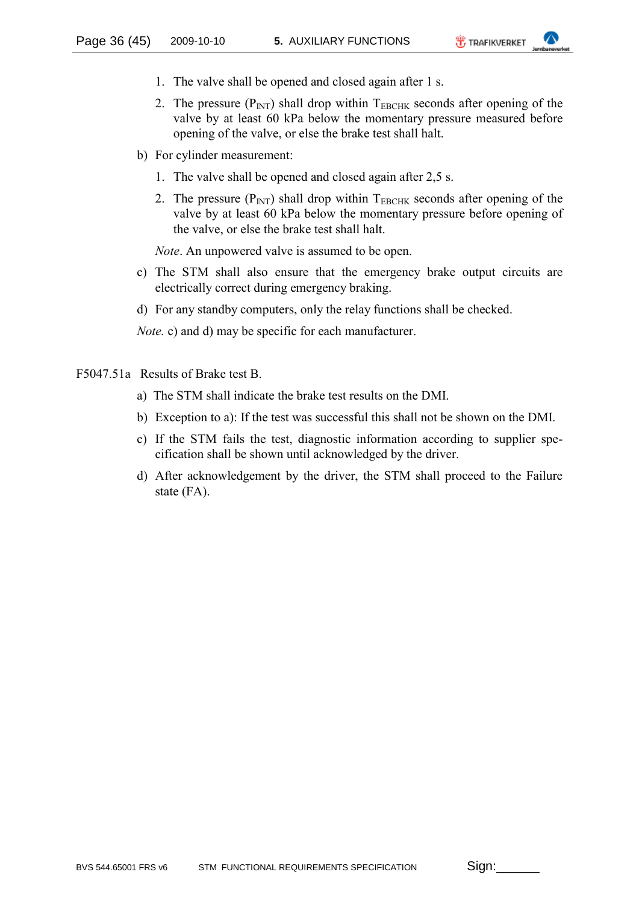1. The valve shall be opened and closed again after 1 s.
2. The pressure ($P_{INT}$) shall drop within $T_{EBCHK}$ seconds after opening of the valve by at least 60 kPa below the momentary pressure measured before opening of the valve, or else the brake test shall halt.

b) For cylinder measurement:

1. The valve shall be opened and closed again after 2,5 s.
2. The pressure ($P_{INT}$) shall drop within $T_{EBCHK}$ seconds after opening of the valve by at least 60 kPa below the momentary pressure before opening of the valve, or else the brake test shall halt.

*Note*. An unpowered valve is assumed to be open.

c) The STM shall also ensure that the emergency brake output circuits are electrically correct during emergency braking.

d) For any standby computers, only the relay functions shall be checked.

*Note.* c) and d) may be specific for each manufacturer.

F5047.51a Results of Brake test B.

a) The STM shall indicate the brake test results on the DMI.

b) Exception to a): If the test was successful this shall not be shown on the DMI.

c) If the STM fails the test, diagnostic information according to supplier specification shall be shown until acknowledged by the driver.

d) After acknowledgement by the driver, the STM shall proceed to the Failure state (FA).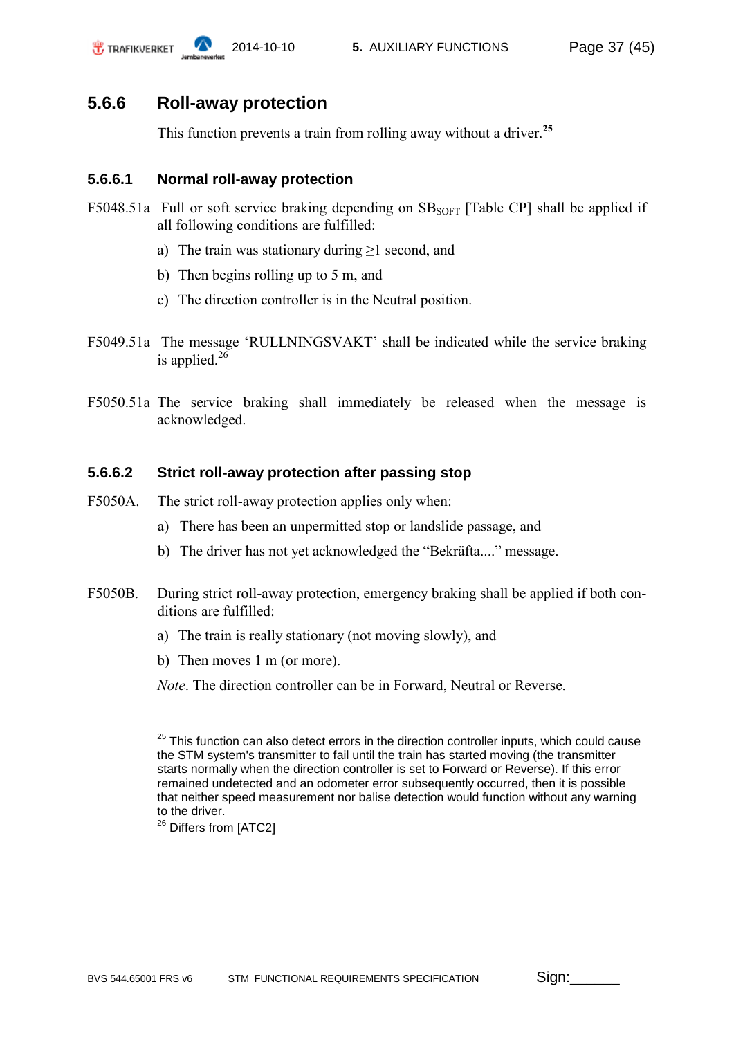### 5.6.6 Roll-away protection

This function prevents a train from rolling away without a driver.[25]

#### 5.6.6.1 Normal roll-away protection

F5048.51a Full or soft service braking depending on $SB_{SOFT}$ [Table CP] shall be applied if all following conditions are fulfilled:

a) The train was stationary during ≥1 second, and

b) Then begins rolling up to 5 m, and

c) The direction controller is in the Neutral position.

F5049.51a The message 'RULLNINGSVAKT' shall be indicated while the service braking is applied.[26]

F5050.51a The service braking shall immediately be released when the message is acknowledged.

#### 5.6.6.2 Strict roll-away protection after passing stop

F5050A. The strict roll-away protection applies only when:

a) There has been an unpermitted stop or landslide passage, and

b) The driver has not yet acknowledged the "Bekräfta...." message.

F5050B. During strict roll-away protection, emergency braking shall be applied if both conditions are fulfilled:

a) The train is really stationary (not moving slowly), and

b) Then moves 1 m (or more).

*Note*. The direction controller can be in Forward, Neutral or Reverse.

---

[25] This function can also detect errors in the direction controller inputs, which could cause the STM system's transmitter to fail until the train has started moving (the transmitter starts normally when the direction controller is set to Forward or Reverse). If this error remained undetected and an odometer error subsequently occurred, then it is possible that neither speed measurement nor balise detection would function without any warning to the driver.

[26] Differs from [ATC2]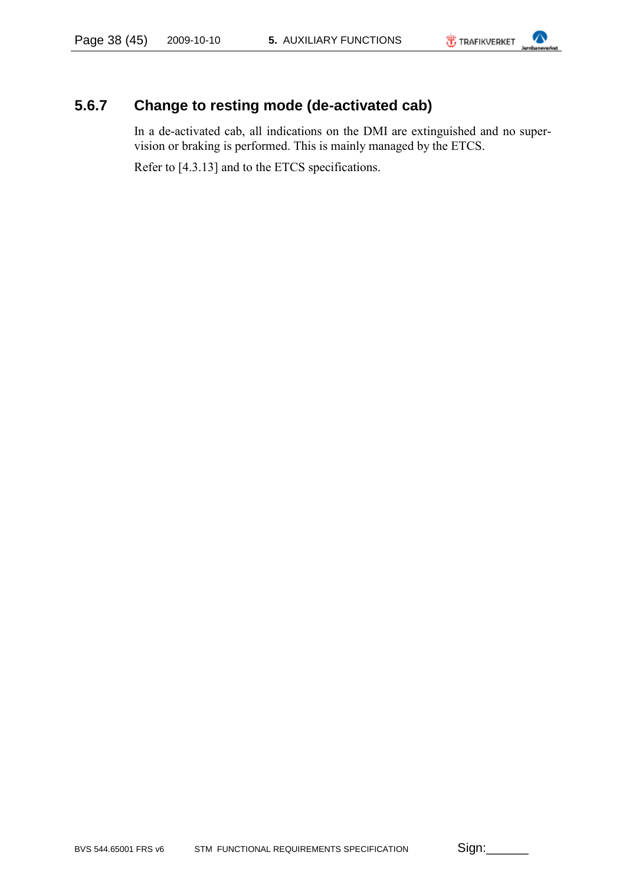### 5.6.7 Change to resting mode (de-activated cab)

In a de-activated cab, all indications on the DMI are extinguished and no supervision or braking is performed. This is mainly managed by the ETCS.

Refer to [4.3.13] and to the ETCS specifications.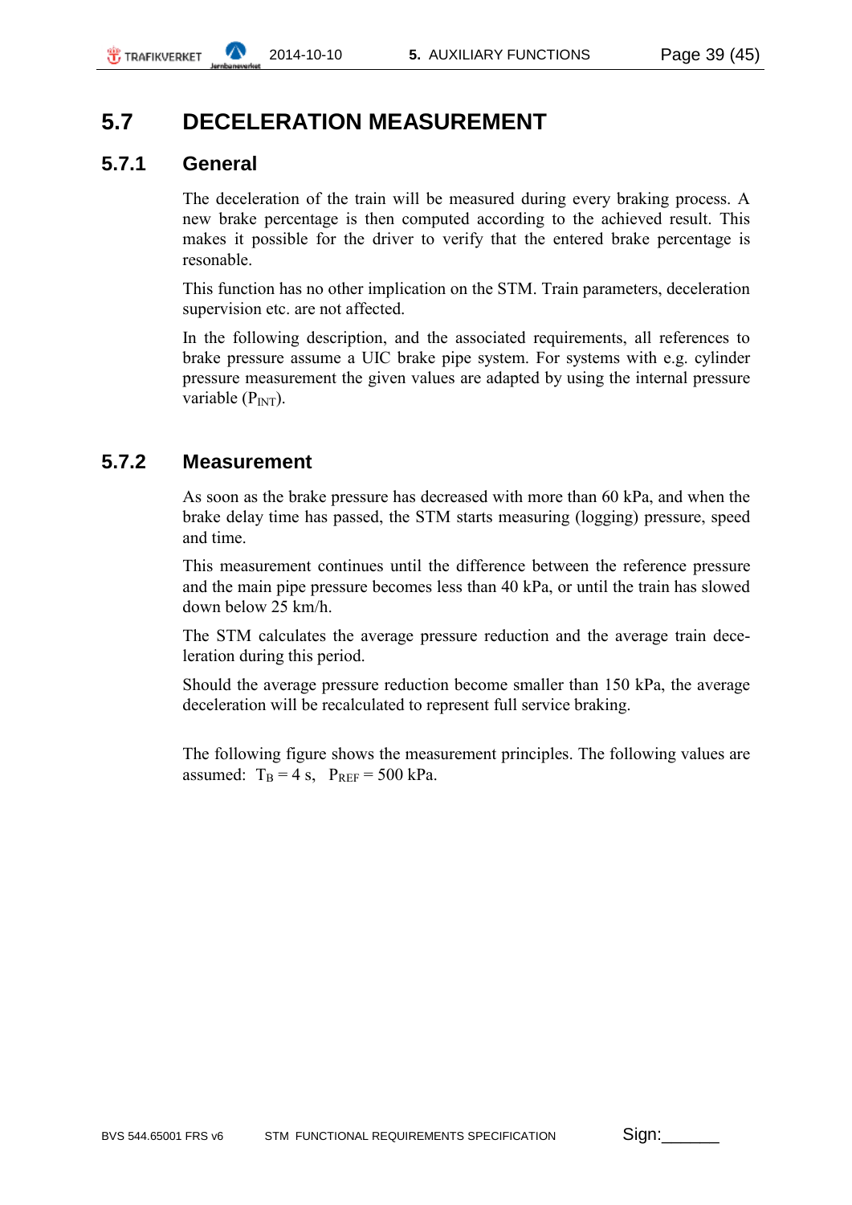## 5.7 DECELERATION MEASUREMENT

### 5.7.1 General

The deceleration of the train will be measured during every braking process. A new brake percentage is then computed according to the achieved result. This makes it possible for the driver to verify that the entered brake percentage is resonable.

This function has no other implication on the STM. Train parameters, deceleration supervision etc. are not affected.

In the following description, and the associated requirements, all references to brake pressure assume a UIC brake pipe system. For systems with e.g. cylinder pressure measurement the given values are adapted by using the internal pressure variable ($P_{INT}$).

### 5.7.2 Measurement

As soon as the brake pressure has decreased with more than 60 kPa, and when the brake delay time has passed, the STM starts measuring (logging) pressure, speed and time.

This measurement continues until the difference between the reference pressure and the main pipe pressure becomes less than 40 kPa, or until the train has slowed down below 25 km/h.

The STM calculates the average pressure reduction and the average train deceleration during this period.

Should the average pressure reduction become smaller than 150 kPa, the average deceleration will be recalculated to represent full service braking.

The following figure shows the measurement principles. The following values are assumed: $T_B = 4$ s, $P_{REF} = 500$ kPa.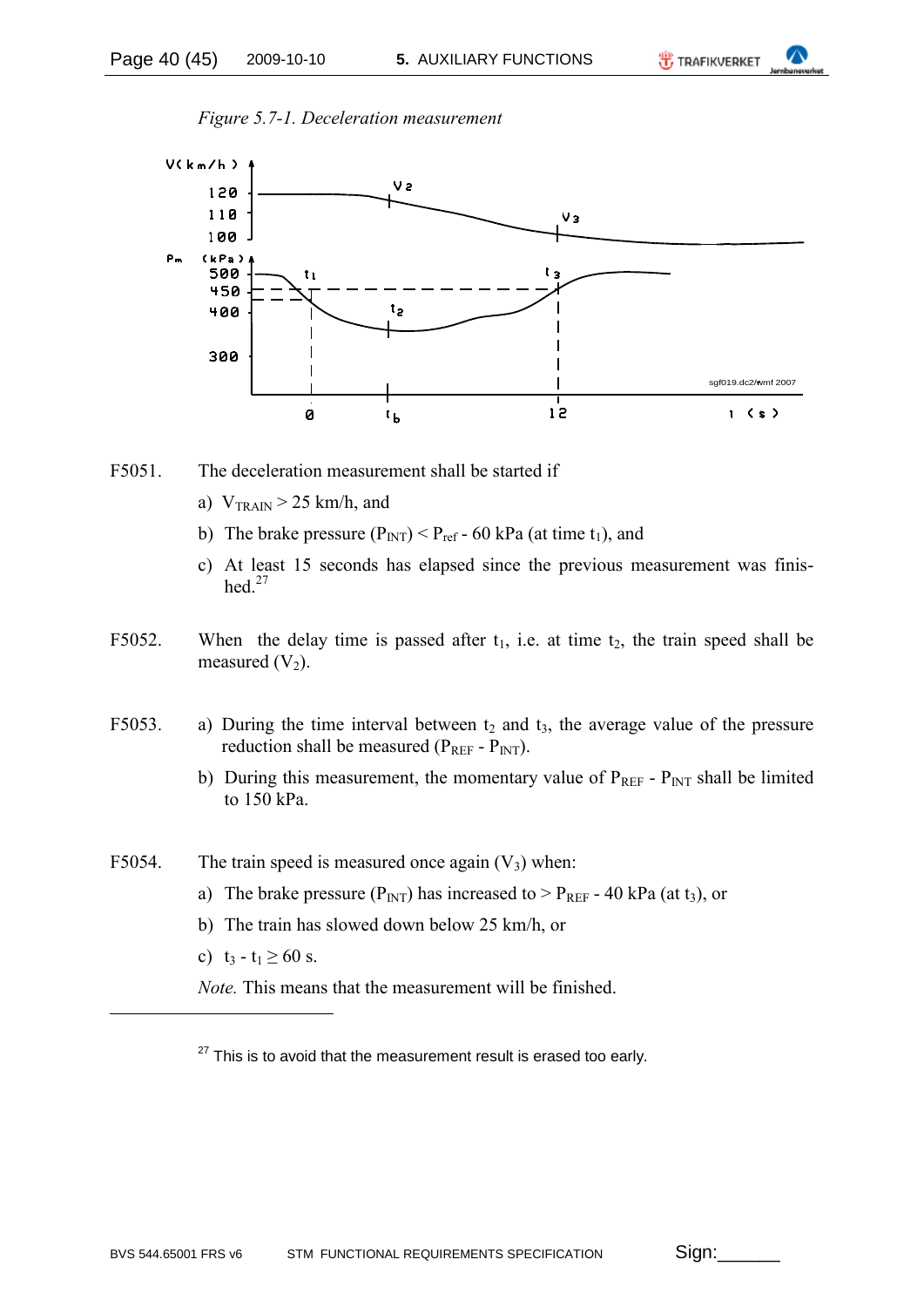*Figure 5.7-1. Deceleration measurement*

F5051. The deceleration measurement shall be started if

a) $V_{TRAIN} > 25$ km/h, and

b) The brake pressure ($P_{INT}$) < $P_{ref}$ - 60 kPa (at time $t_1$), and

c) At least 15 seconds has elapsed since the previous measurement was finished.[27]

F5052. When the delay time is passed after $t_1$, i.e. at time $t_2$, the train speed shall be measured ($V_2$).

F5053. a) During the time interval between $t_2$ and $t_3$, the average value of the pressure reduction shall be measured ($P_{REF}$ - $P_{INT}$).

b) During this measurement, the momentary value of $P_{REF}$ - $P_{INT}$ shall be limited to 150 kPa.

F5054. The train speed is measured once again ($V_3$) when:

a) The brake pressure ($P_{INT}$) has increased to > $P_{REF}$ - 40 kPa (at $t_3$), or

b) The train has slowed down below 25 km/h, or

c) $t_3 - t_1 \geq 60$ s.

*Note.* This means that the measurement will be finished.

---

[27] This is to avoid that the measurement result is erased too early.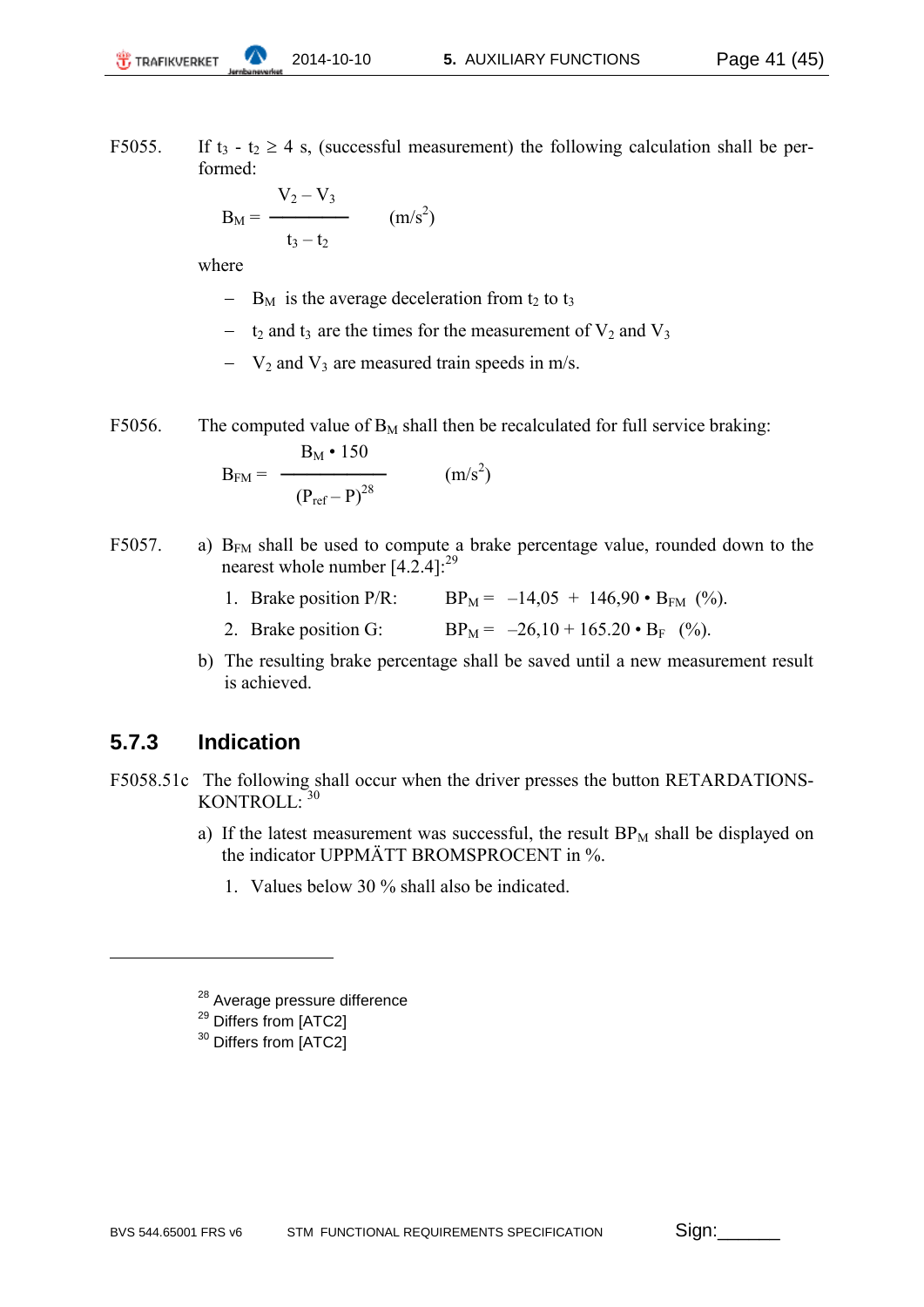F5055. If $t_3$ - $t_2$ ≥ 4 s, (successful measurement) the following calculation shall be performed:

$$B_M = \frac{V_2 - V_3}{t_3 - t_2} \qquad (m/s^2)$$

where

- $B_M$ is the average deceleration from $t_2$ to $t_3$
- $t_2$ and $t_3$ are the times for the measurement of $V_2$ and $V_3$
- $V_2$ and $V_3$ are measured train speeds in m/s.

F5056. The computed value of $B_M$ shall then be recalculated for full service braking:

$$B_{FM} = \frac{B_M \cdot 150}{(P_{ref} - P)^{28}} \qquad (m/s^2)$$

F5057. a) $B_{FM}$ shall be used to compute a brake percentage value, rounded down to the nearest whole number [4.2.4]:[29]

1. Brake position P/R: $BP_M = -14{,}05 + 146{,}90 \cdot B_{FM}$ (%).
2. Brake position G: $BP_M = -26{,}10 + 165.20 \cdot B_F$ (%).

b) The resulting brake percentage shall be saved until a new measurement result is achieved.

### 5.7.3 Indication

F5058.51c The following shall occur when the driver presses the button RETARDATIONS-KONTROLL: [30]

a) If the latest measurement was successful, the result $BP_M$ shall be displayed on the indicator UPPMÄTT BROMSPROCENT in %.

1. Values below 30 % shall also be indicated.

---

[28] Average pressure difference

[29] Differs from [ATC2]

[30] Differs from [ATC2]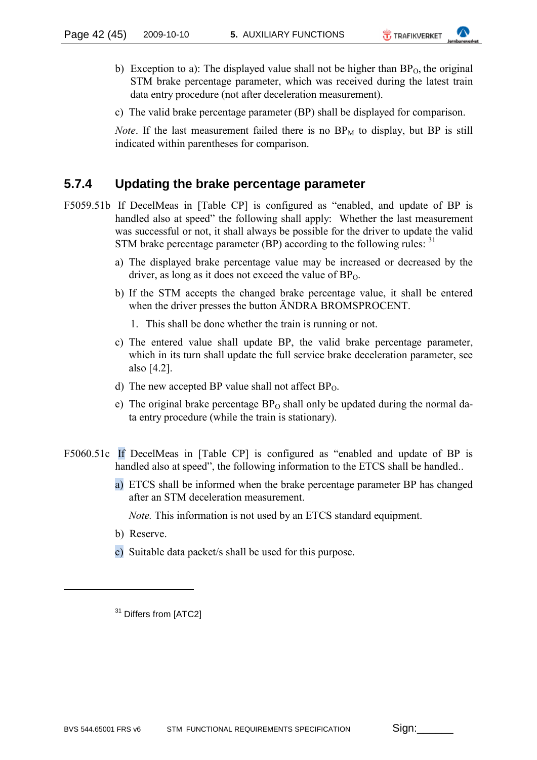b) Exception to a): The displayed value shall not be higher than $BP_O$, the original STM brake percentage parameter, which was received during the latest train data entry procedure (not after deceleration measurement).

c) The valid brake percentage parameter (BP) shall be displayed for comparison.

*Note*. If the last measurement failed there is no $BP_M$ to display, but BP is still indicated within parentheses for comparison.

### 5.7.4 Updating the brake percentage parameter

F5059.51b If DecelMeas in [Table CP] is configured as "enabled, and update of BP is handled also at speed" the following shall apply: Whether the last measurement was successful or not, it shall always be possible for the driver to update the valid STM brake percentage parameter (BP) according to the following rules: [31]

a) The displayed brake percentage value may be increased or decreased by the driver, as long as it does not exceed the value of $BP_O$.

b) If the STM accepts the changed brake percentage value, it shall be entered when the driver presses the button ÄNDRA BROMSPROCENT.

   1. This shall be done whether the train is running or not.

c) The entered value shall update BP, the valid brake percentage parameter, which in its turn shall update the full service brake deceleration parameter, see also [4.2].

d) The new accepted BP value shall not affect $BP_O$.

e) The original brake percentage $BP_O$ shall only be updated during the normal data entry procedure (while the train is stationary).

F5060.51c If DecelMeas in [Table CP] is configured as "enabled and update of BP is handled also at speed", the following information to the ETCS shall be handled..

a) ETCS shall be informed when the brake percentage parameter BP has changed after an STM deceleration measurement.

   *Note.* This information is not used by an ETCS standard equipment.

b) Reserve.

c) Suitable data packet/s shall be used for this purpose.

---

[31] Differs from [ATC2]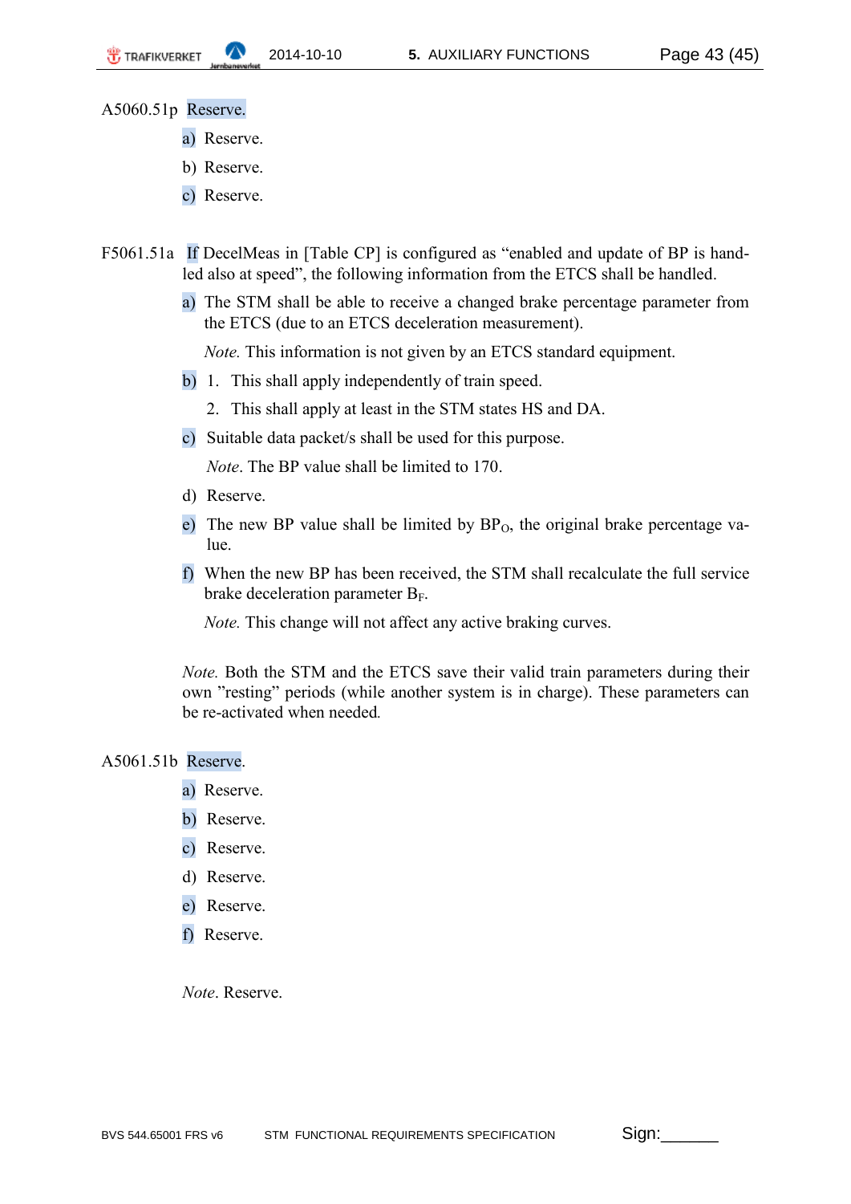A5060.51p Reserve.

a) Reserve.

b) Reserve.

c) Reserve.

F5061.51a If DecelMeas in [Table CP] is configured as “enabled and update of BP is handled also at speed”, the following information from the ETCS shall be handled.

a) The STM shall be able to receive a changed brake percentage parameter from the ETCS (due to an ETCS deceleration measurement).

   *Note.* This information is not given by an ETCS standard equipment.

b) 1. This shall apply independently of train speed.

   2. This shall apply at least in the STM states HS and DA.

c) Suitable data packet/s shall be used for this purpose.

   *Note*. The BP value shall be limited to 170.

d) Reserve.

e) The new BP value shall be limited by $BP_O$, the original brake percentage value.

f) When the new BP has been received, the STM shall recalculate the full service brake deceleration parameter $B_F$.

   *Note.* This change will not affect any active braking curves.

*Note.* Both the STM and the ETCS save their valid train parameters during their own ”resting” periods (while another system is in charge). These parameters can be re-activated when needed.

A5061.51b Reserve.

a) Reserve.

b) Reserve.

c) Reserve.

d) Reserve.

e) Reserve.

f) Reserve.

*Note*. Reserve.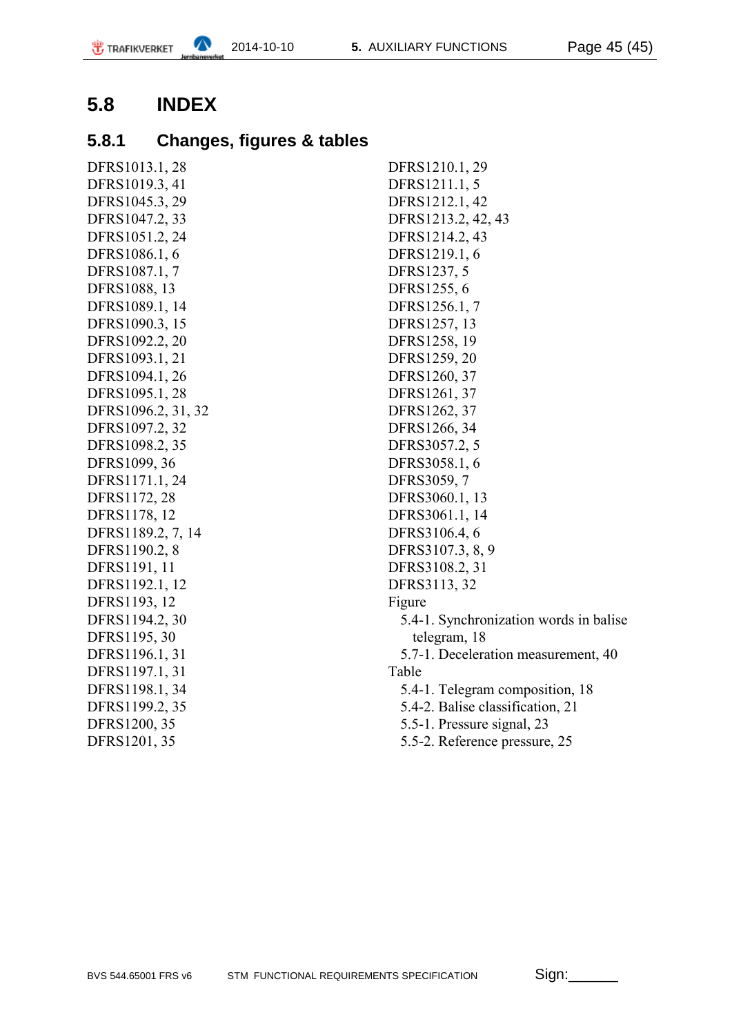## 5.8 INDEX

### 5.8.1 Changes, figures & tables

DFRS1013.1, 28
DFRS1019.3, 41
DFRS1045.3, 29
DFRS1047.2, 33
DFRS1051.2, 24
DFRS1086.1, 6
DFRS1087.1, 7
DFRS1088, 13
DFRS1089.1, 14
DFRS1090.3, 15
DFRS1092.2, 20
DFRS1093.1, 21
DFRS1094.1, 26
DFRS1095.1, 28
DFRS1096.2, 31, 32
DFRS1097.2, 32
DFRS1098.2, 35
DFRS1099, 36
DFRS1171.1, 24
DFRS1172, 28
DFRS1178, 12
DFRS1189.2, 7, 14
DFRS1190.2, 8
DFRS1191, 11
DFRS1192.1, 12
DFRS1193, 12
DFRS1194.2, 30
DFRS1195, 30
DFRS1196.1, 31
DFRS1197.1, 31
DFRS1198.1, 34
DFRS1199.2, 35
DFRS1200, 35
DFRS1201, 35
DFRS1210.1, 29
DFRS1211.1, 5
DFRS1212.1, 42
DFRS1213.2, 42, 43
DFRS1214.2, 43
DFRS1219.1, 6
DFRS1237, 5
DFRS1255, 6
DFRS1256.1, 7
DFRS1257, 13
DFRS1258, 19
DFRS1259, 20
DFRS1260, 37
DFRS1261, 37
DFRS1262, 37
DFRS1266, 34
DFRS3057.2, 5
DFRS3058.1, 6
DFRS3059, 7
DFRS3060.1, 13
DFRS3061.1, 14
DFRS3106.4, 6
DFRS3107.3, 8, 9
DFRS3108.2, 31
DFRS3113, 32

Figure
- 5.4-1. Synchronization words in balise telegram, 18
- 5.7-1. Deceleration measurement, 40

Table
- 5.4-1. Telegram composition, 18
- 5.4-2. Balise classification, 21
- 5.5-1. Pressure signal, 23
- 5.5-2. Reference pressure, 25